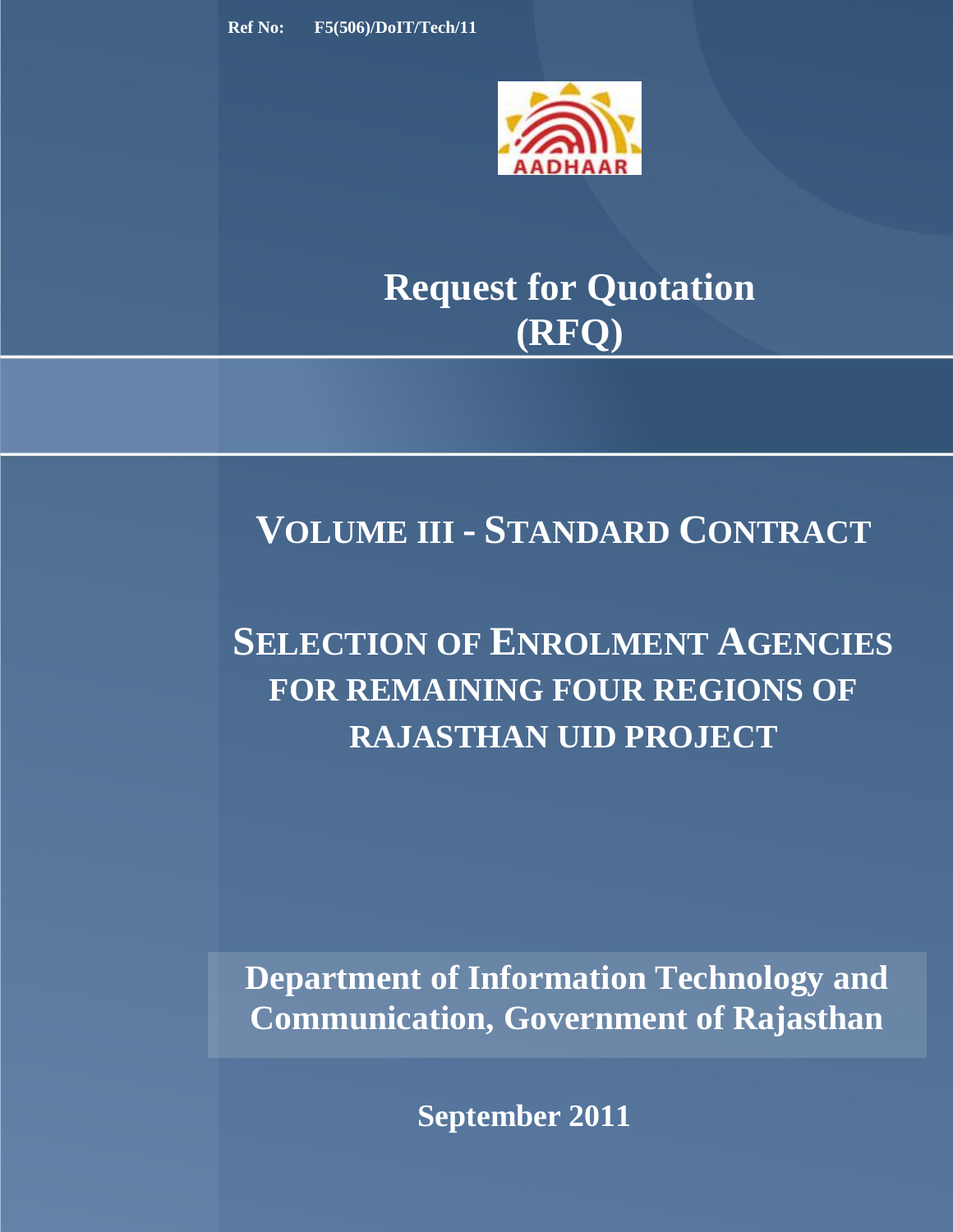**Ref No: F5(506)/DoIT/Tech/11**

# Request for Quotation (RFQ)

## VOLUME III - STANDARD CONTRACT

## SELECTION OF ENROLMENT AGENCIES FOR REMAINING FOUR REGIONS OF RAJASTHAN UID PROJECT

**Department of Information Technology and Communication, Government of Rajasthan**

**September 2011**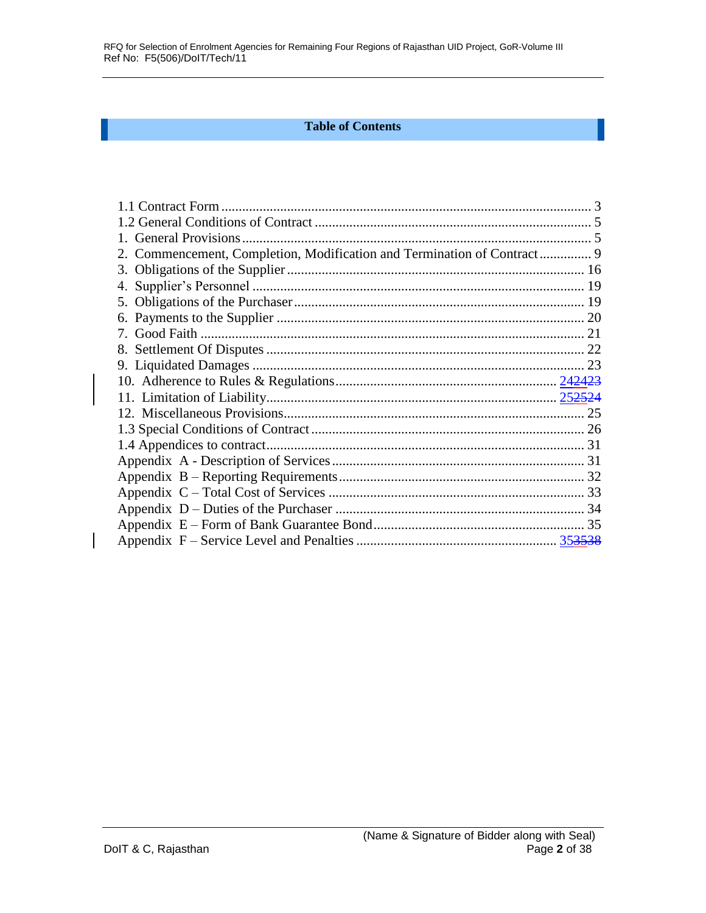## Table of Contents

1.1 Contract Form ........................................................................................................... 3
1.2 General Conditions of Contract ................................................................................ 5
1. General Provisions .................................................................................................... 5
2. Commencement, Completion, Modification and Termination of Contract .............. 9
3. Obligations of the Supplier ...................................................................................... 16
4. Supplier's Personnel ................................................................................................ 19
5. Obligations of the Purchaser .................................................................................... 19
6. Payments to the Supplier ......................................................................................... 20
7. Good Faith ............................................................................................................... 21
8. Settlement Of Disputes ............................................................................................ 22
9. Liquidated Damages ............................................................................................... 23
10. Adherence to Rules & Regulations ................................................................ 242423
11. Limitation of Liability .................................................................................... 252524
12. Miscellaneous Provisions ....................................................................................... 25
1.3 Special Conditions of Contract ............................................................................... 26
1.4 Appendices to contract ............................................................................................ 31
Appendix A - Description of Services ......................................................................... 31
Appendix B – Reporting Requirements ....................................................................... 32
Appendix C – Total Cost of Services .......................................................................... 33
Appendix D – Duties of the Purchaser ........................................................................ 34
Appendix E – Form of Bank Guarantee Bond ............................................................. 35
Appendix F – Service Level and Penalties .......................................................... 353538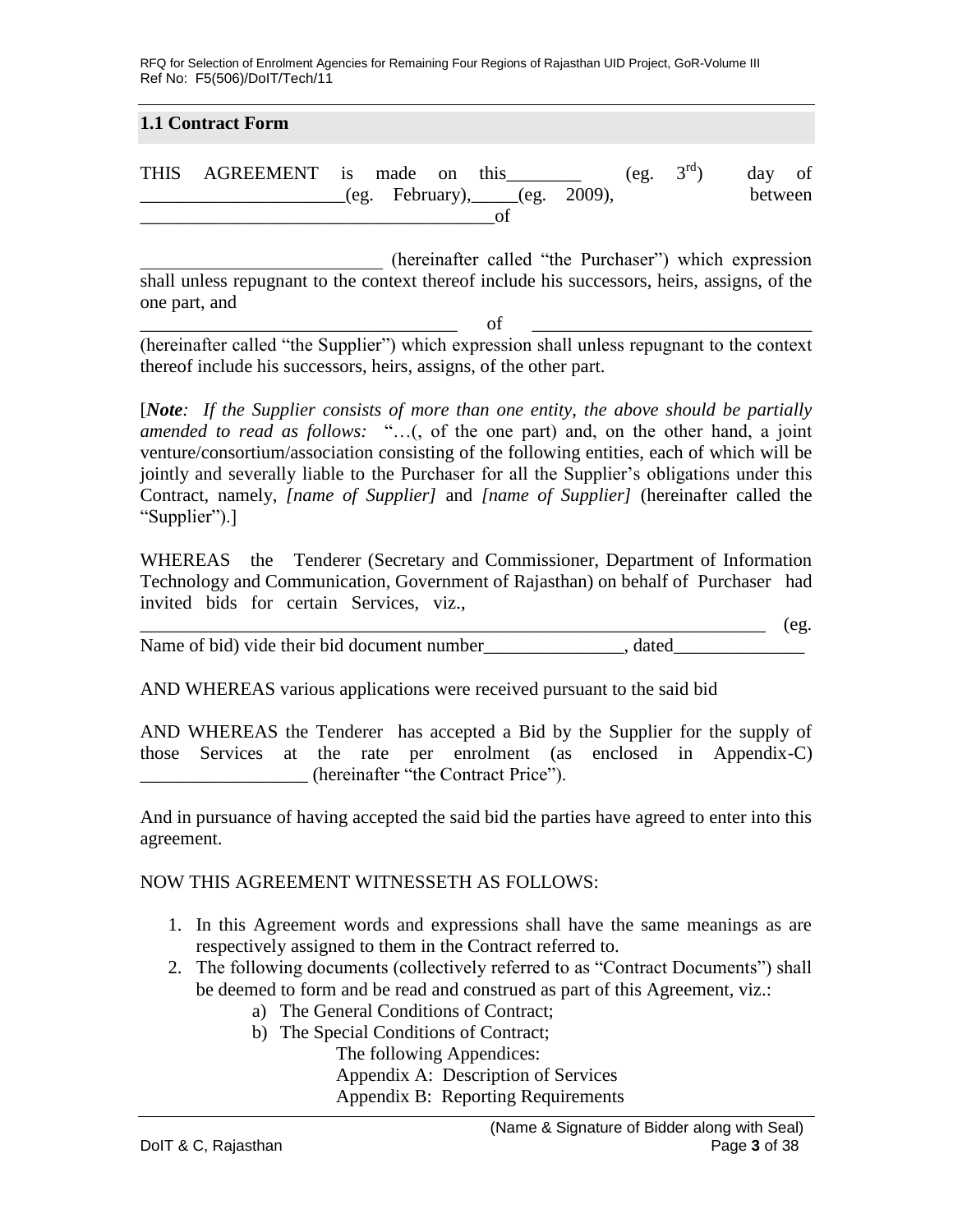## 1.1 Contract Form

THIS AGREEMENT is made on this________ (eg. 3rd) day of ______________________(eg. February),_____(eg. 2009), between ______________________________________of

__________________________ (hereinafter called "the Purchaser") which expression shall unless repugnant to the context thereof include his successors, heirs, assigns, of the one part, and

_________________________________ of _____________________________ (hereinafter called "the Supplier") which expression shall unless repugnant to the context thereof include his successors, heirs, assigns, of the other part.

[***Note**: If the Supplier consists of more than one entity, the above should be partially amended to read as follows:* "…(, of the one part) and, on the other hand, a joint venture/consortium/association consisting of the following entities, each of which will be jointly and severally liable to the Purchaser for all the Supplier's obligations under this Contract, namely, *[name of Supplier]* and *[name of Supplier]* (hereinafter called the "Supplier").]

WHEREAS the Tenderer (Secretary and Commissioner, Department of Information Technology and Communication, Government of Rajasthan) on behalf of Purchaser had invited bids for certain Services, viz., _________________________________________________________________ (eg. Name of bid) vide their bid document number_______________, dated______________

AND WHEREAS various applications were received pursuant to the said bid

AND WHEREAS the Tenderer has accepted a Bid by the Supplier for the supply of those Services at the rate per enrolment (as enclosed in Appendix-C) __________________ (hereinafter "the Contract Price").

And in pursuance of having accepted the said bid the parties have agreed to enter into this agreement.

NOW THIS AGREEMENT WITNESSETH AS FOLLOWS:

1. In this Agreement words and expressions shall have the same meanings as are respectively assigned to them in the Contract referred to.
2. The following documents (collectively referred to as "Contract Documents") shall be deemed to form and be read and construed as part of this Agreement, viz.:
   a) The General Conditions of Contract;
   b) The Special Conditions of Contract;
      The following Appendices:
      Appendix A: Description of Services
      Appendix B: Reporting Requirements

(Name & Signature of Bidder along with Seal)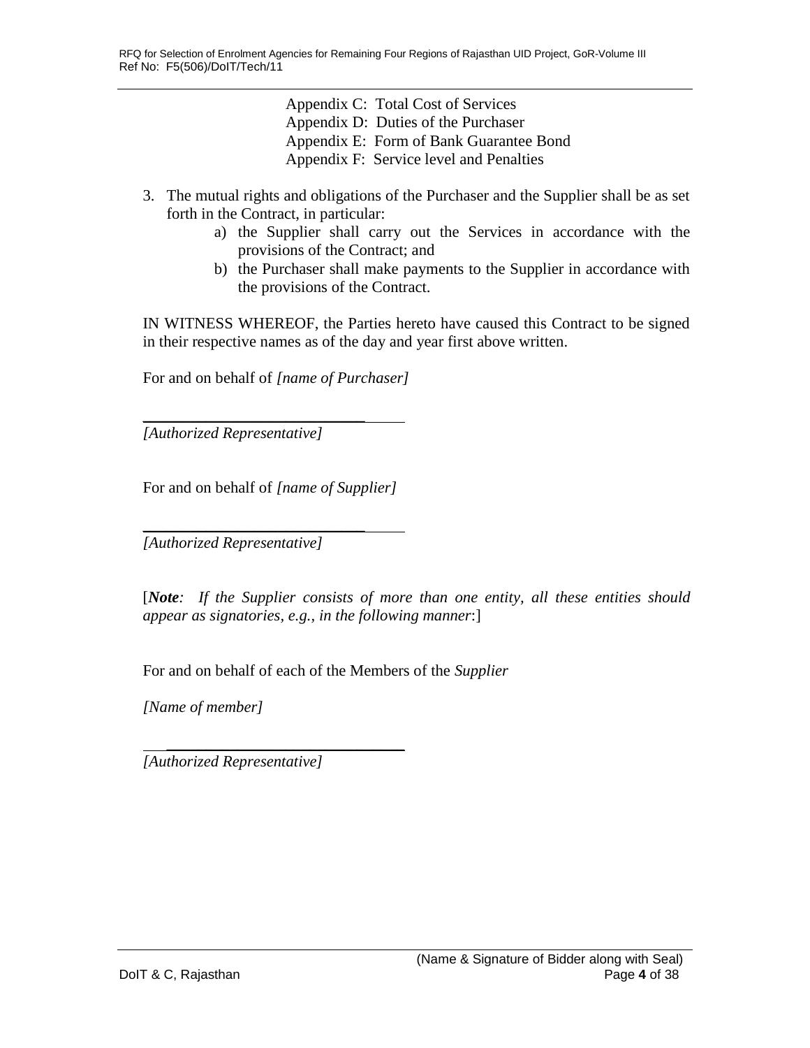Appendix C: Total Cost of Services
Appendix D: Duties of the Purchaser
Appendix E: Form of Bank Guarantee Bond
Appendix F: Service level and Penalties

3. The mutual rights and obligations of the Purchaser and the Supplier shall be as set forth in the Contract, in particular:
   a) the Supplier shall carry out the Services in accordance with the provisions of the Contract; and
   b) the Purchaser shall make payments to the Supplier in accordance with the provisions of the Contract.

IN WITNESS WHEREOF, the Parties hereto have caused this Contract to be signed in their respective names as of the day and year first above written.

For and on behalf of *[name of Purchaser]*

______________________________

*[Authorized Representative]*

For and on behalf of *[name of Supplier]*

______________________________

*[Authorized Representative]*

[***Note****: If the Supplier consists of more than one entity, all these entities should appear as signatories, e.g., in the following manner*:]

For and on behalf of each of the Members of the *Supplier*

*[Name of member]*

______________________________

*[Authorized Representative]*

(Name & Signature of Bidder along with Seal)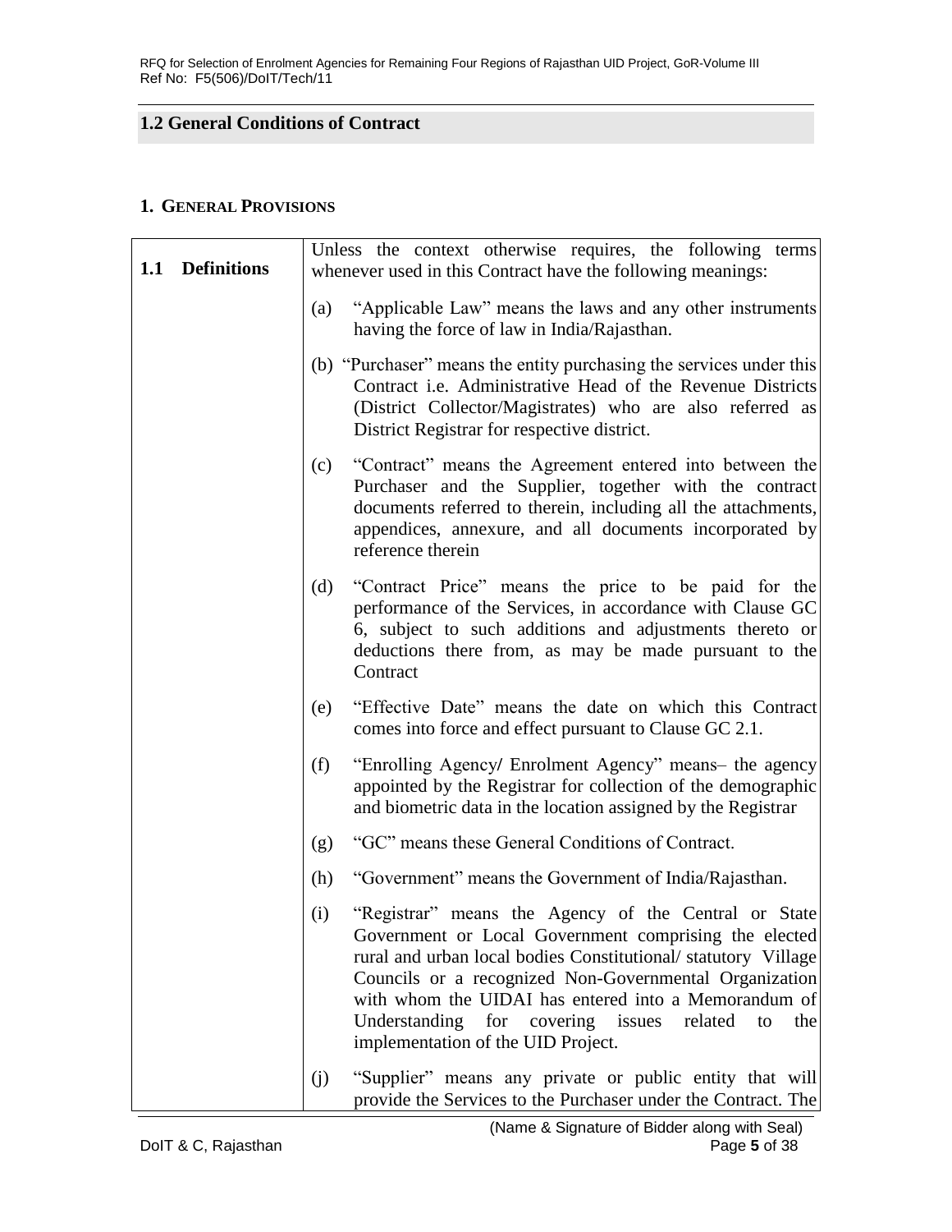## 1.2 General Conditions of Contract

### 1. General Provisions

| | |
|---|---|
| **1.1 Definitions** | Unless the context otherwise requires, the following terms whenever used in this Contract have the following meanings: |
| | (a) "Applicable Law" means the laws and any other instruments having the force of law in India/Rajasthan. |
| | (b) "Purchaser" means the entity purchasing the services under this Contract i.e. Administrative Head of the Revenue Districts (District Collector/Magistrates) who are also referred as District Registrar for respective district. |
| | (c) "Contract" means the Agreement entered into between the Purchaser and the Supplier, together with the contract documents referred to therein, including all the attachments, appendices, annexure, and all documents incorporated by reference therein |
| | (d) "Contract Price" means the price to be paid for the performance of the Services, in accordance with Clause GC 6, subject to such additions and adjustments thereto or deductions there from, as may be made pursuant to the Contract |
| | (e) "Effective Date" means the date on which this Contract comes into force and effect pursuant to Clause GC 2.1. |
| | (f) "Enrolling Agency/ Enrolment Agency" means– the agency appointed by the Registrar for collection of the demographic and biometric data in the location assigned by the Registrar |
| | (g) "GC" means these General Conditions of Contract. |
| | (h) "Government" means the Government of India/Rajasthan. |
| | (i) "Registrar" means the Agency of the Central or State Government or Local Government comprising the elected rural and urban local bodies Constitutional/ statutory Village Councils or a recognized Non-Governmental Organization with whom the UIDAI has entered into a Memorandum of Understanding for covering issues related to the implementation of the UID Project. |
| | (j) "Supplier" means any private or public entity that will provide the Services to the Purchaser under the Contract. The |

(Name & Signature of Bidder along with Seal)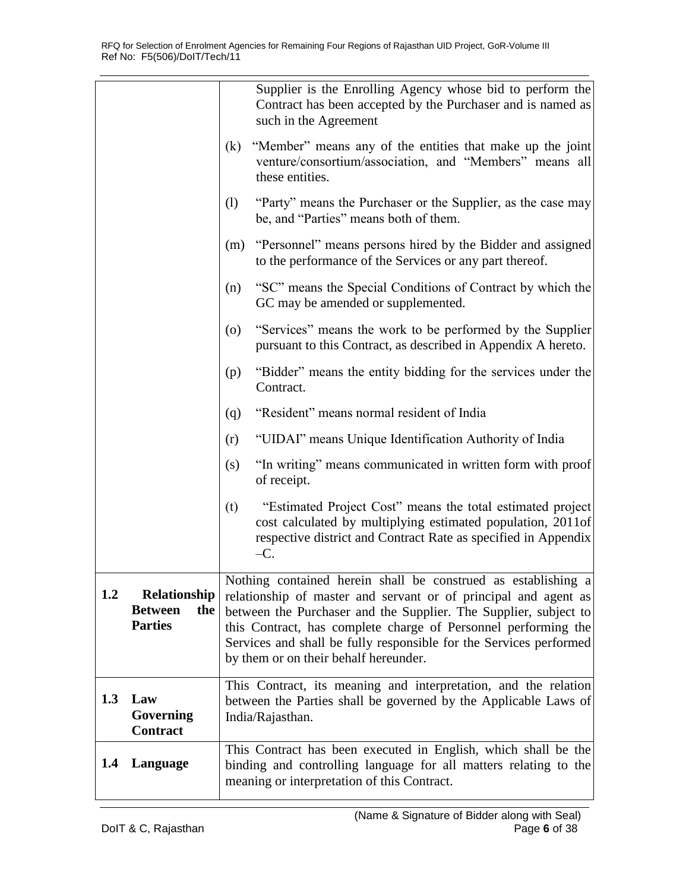| | |
|---|---|
| | Supplier is the Enrolling Agency whose bid to perform the Contract has been accepted by the Purchaser and is named as such in the Agreement<br><br>(k) "Member" means any of the entities that make up the joint venture/consortium/association, and "Members" means all these entities.<br><br>(l) "Party" means the Purchaser or the Supplier, as the case may be, and "Parties" means both of them.<br><br>(m) "Personnel" means persons hired by the Bidder and assigned to the performance of the Services or any part thereof.<br><br>(n) "SC" means the Special Conditions of Contract by which the GC may be amended or supplemented.<br><br>(o) "Services" means the work to be performed by the Supplier pursuant to this Contract, as described in Appendix A hereto.<br><br>(p) "Bidder" means the entity bidding for the services under the Contract.<br><br>(q) "Resident" means normal resident of India<br><br>(r) "UIDAI" means Unique Identification Authority of India<br><br>(s) "In writing" means communicated in written form with proof of receipt.<br><br>(t) "Estimated Project Cost" means the total estimated project cost calculated by multiplying estimated population, 2011of respective district and Contract Rate as specified in Appendix –C. |
| **1.2 Relationship Between the Parties** | Nothing contained herein shall be construed as establishing a relationship of master and servant or of principal and agent as between the Purchaser and the Supplier. The Supplier, subject to this Contract, has complete charge of Personnel performing the Services and shall be fully responsible for the Services performed by them or on their behalf hereunder. |
| **1.3 Law Governing Contract** | This Contract, its meaning and interpretation, and the relation between the Parties shall be governed by the Applicable Laws of India/Rajasthan. |
| **1.4 Language** | This Contract has been executed in English, which shall be the binding and controlling language for all matters relating to the meaning or interpretation of this Contract. |

(Name & Signature of Bidder along with Seal)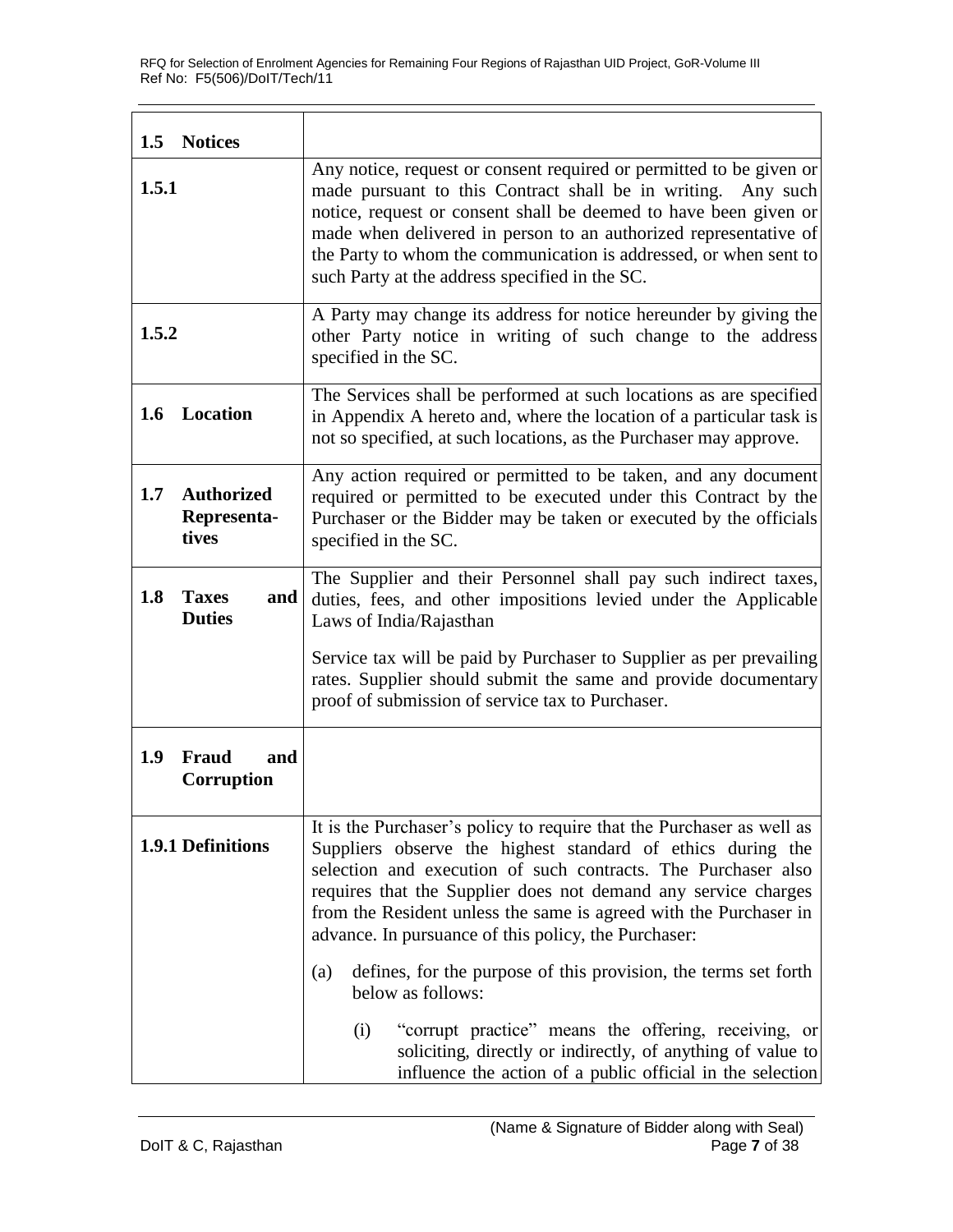| | |
|---|---|
| **1.5 Notices** | |
| **1.5.1** | Any notice, request or consent required or permitted to be given or made pursuant to this Contract shall be in writing. Any such notice, request or consent shall be deemed to have been given or made when delivered in person to an authorized representative of the Party to whom the communication is addressed, or when sent to such Party at the address specified in the SC. |
| **1.5.2** | A Party may change its address for notice hereunder by giving the other Party notice in writing of such change to the address specified in the SC. |
| **1.6 Location** | The Services shall be performed at such locations as are specified in Appendix A hereto and, where the location of a particular task is not so specified, at such locations, as the Purchaser may approve. |
| **1.7 Authorized Representatives** | Any action required or permitted to be taken, and any document required or permitted to be executed under this Contract by the Purchaser or the Bidder may be taken or executed by the officials specified in the SC. |
| **1.8 Taxes and Duties** | The Supplier and their Personnel shall pay such indirect taxes, duties, fees, and other impositions levied under the Applicable Laws of India/Rajasthan<br><br>Service tax will be paid by Purchaser to Supplier as per prevailing rates. Supplier should submit the same and provide documentary proof of submission of service tax to Purchaser. |
| **1.9 Fraud and Corruption** | |
| **1.9.1 Definitions** | It is the Purchaser's policy to require that the Purchaser as well as Suppliers observe the highest standard of ethics during the selection and execution of such contracts. The Purchaser also requires that the Supplier does not demand any service charges from the Resident unless the same is agreed with the Purchaser in advance. In pursuance of this policy, the Purchaser:<br><br>(a) defines, for the purpose of this provision, the terms set forth below as follows:<br><br>(i) "corrupt practice" means the offering, receiving, or soliciting, directly or indirectly, of anything of value to influence the action of a public official in the selection |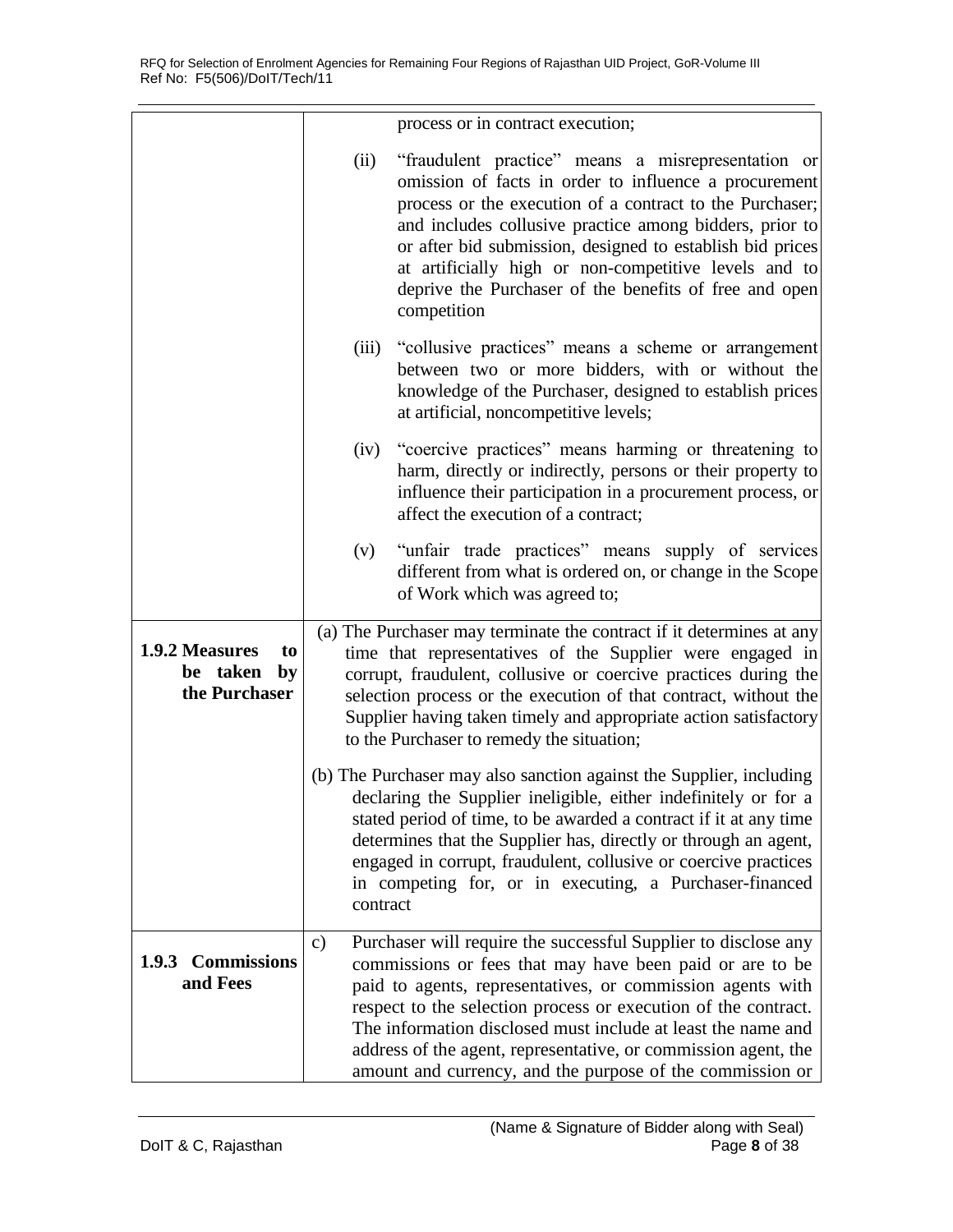| | |
|---|---|
| | process or in contract execution;<br><br>(ii) "fraudulent practice" means a misrepresentation or omission of facts in order to influence a procurement process or the execution of a contract to the Purchaser; and includes collusive practice among bidders, prior to or after bid submission, designed to establish bid prices at artificially high or non-competitive levels and to deprive the Purchaser of the benefits of free and open competition<br><br>(iii) "collusive practices" means a scheme or arrangement between two or more bidders, with or without the knowledge of the Purchaser, designed to establish prices at artificial, noncompetitive levels;<br><br>(iv) "coercive practices" means harming or threatening to harm, directly or indirectly, persons or their property to influence their participation in a procurement process, or affect the execution of a contract;<br><br>(v) "unfair trade practices" means supply of services different from what is ordered on, or change in the Scope of Work which was agreed to; |
| **1.9.2 Measures to be taken by the Purchaser** | (a) The Purchaser may terminate the contract if it determines at any time that representatives of the Supplier were engaged in corrupt, fraudulent, collusive or coercive practices during the selection process or the execution of that contract, without the Supplier having taken timely and appropriate action satisfactory to the Purchaser to remedy the situation;<br><br>(b) The Purchaser may also sanction against the Supplier, including declaring the Supplier ineligible, either indefinitely or for a stated period of time, to be awarded a contract if it at any time determines that the Supplier has, directly or through an agent, engaged in corrupt, fraudulent, collusive or coercive practices in competing for, or in executing, a Purchaser-financed contract |
| **1.9.3 Commissions and Fees** | c) Purchaser will require the successful Supplier to disclose any commissions or fees that may have been paid or are to be paid to agents, representatives, or commission agents with respect to the selection process or execution of the contract. The information disclosed must include at least the name and address of the agent, representative, or commission agent, the amount and currency, and the purpose of the commission or |

(Name & Signature of Bidder along with Seal)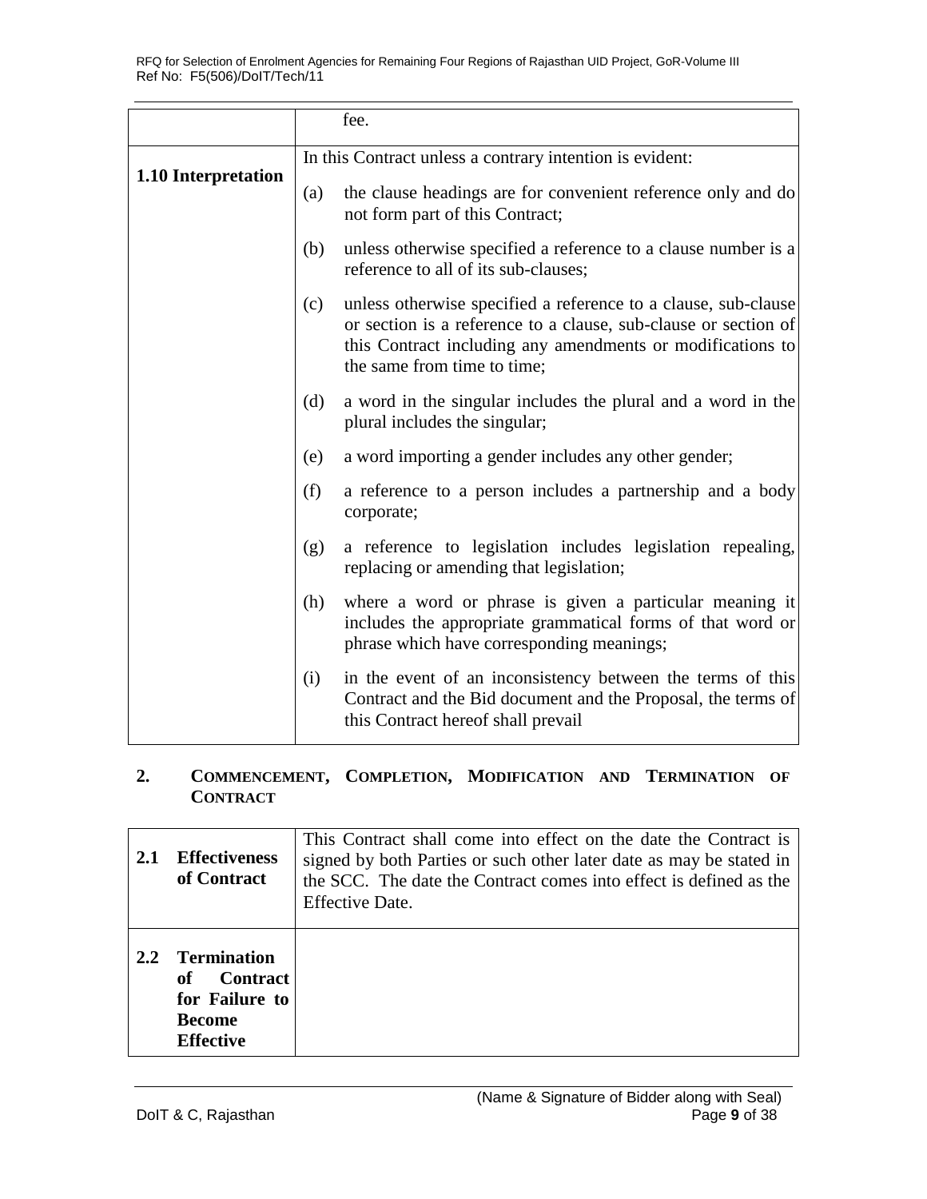| | |
|---|---|
| | fee. |
| **1.10 Interpretation** | In this Contract unless a contrary intention is evident:<br><br>(a) the clause headings are for convenient reference only and do not form part of this Contract;<br><br>(b) unless otherwise specified a reference to a clause number is a reference to all of its sub-clauses;<br><br>(c) unless otherwise specified a reference to a clause, sub-clause or section is a reference to a clause, sub-clause or section of this Contract including any amendments or modifications to the same from time to time;<br><br>(d) a word in the singular includes the plural and a word in the plural includes the singular;<br><br>(e) a word importing a gender includes any other gender;<br><br>(f) a reference to a person includes a partnership and a body corporate;<br><br>(g) a reference to legislation includes legislation repealing, replacing or amending that legislation;<br><br>(h) where a word or phrase is given a particular meaning it includes the appropriate grammatical forms of that word or phrase which have corresponding meanings;<br><br>(i) in the event of an inconsistency between the terms of this Contract and the Bid document and the Proposal, the terms of this Contract hereof shall prevail |

## 2. COMMENCEMENT, COMPLETION, MODIFICATION AND TERMINATION OF CONTRACT

| | |
|---|---|
| **2.1 Effectiveness of Contract** | This Contract shall come into effect on the date the Contract is signed by both Parties or such other later date as may be stated in the SCC. The date the Contract comes into effect is defined as the Effective Date. |
| **2.2 Termination of Contract for Failure to Become Effective** | |

(Name & Signature of Bidder along with Seal)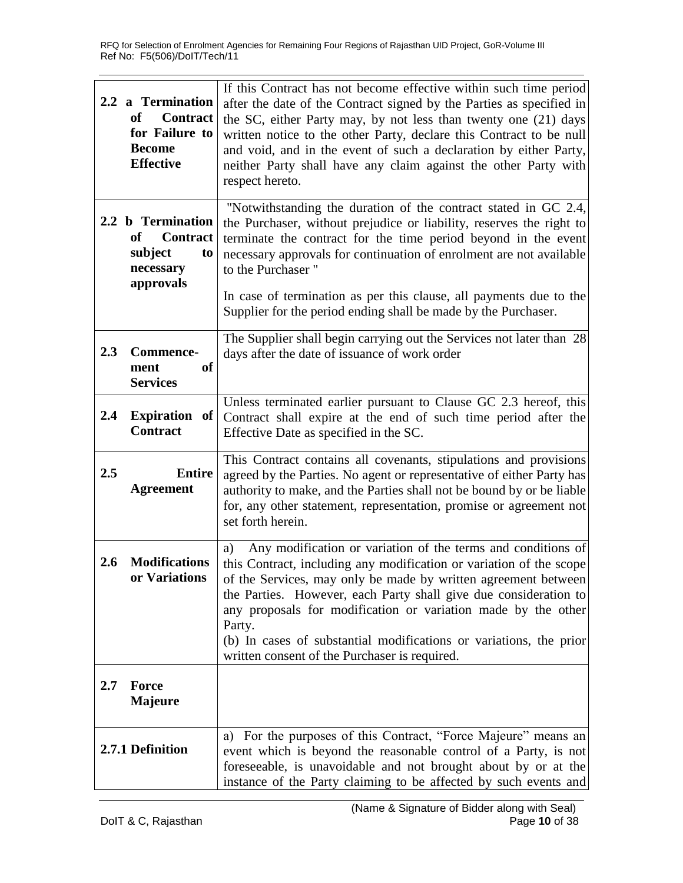| | |
|---|---|
| **2.2 a Termination of Contract for Failure to Become Effective** | If this Contract has not become effective within such time period after the date of the Contract signed by the Parties as specified in the SC, either Party may, by not less than twenty one (21) days written notice to the other Party, declare this Contract to be null and void, and in the event of such a declaration by either Party, neither Party shall have any claim against the other Party with respect hereto. |
| **2.2 b Termination of Contract subject to necessary approvals** | "Notwithstanding the duration of the contract stated in GC 2.4, the Purchaser, without prejudice or liability, reserves the right to terminate the contract for the time period beyond in the event necessary approvals for continuation of enrolment are not available to the Purchaser "<br><br>In case of termination as per this clause, all payments due to the Supplier for the period ending shall be made by the Purchaser. |
| **2.3 Commence-ment of Services** | The Supplier shall begin carrying out the Services not later than 28 days after the date of issuance of work order |
| **2.4 Expiration of Contract** | Unless terminated earlier pursuant to Clause GC 2.3 hereof, this Contract shall expire at the end of such time period after the Effective Date as specified in the SC. |
| **2.5 Entire Agreement** | This Contract contains all covenants, stipulations and provisions agreed by the Parties. No agent or representative of either Party has authority to make, and the Parties shall not be bound by or be liable for, any other statement, representation, promise or agreement not set forth herein. |
| **2.6 Modifications or Variations** | a) Any modification or variation of the terms and conditions of this Contract, including any modification or variation of the scope of the Services, may only be made by written agreement between the Parties. However, each Party shall give due consideration to any proposals for modification or variation made by the other Party.<br>(b) In cases of substantial modifications or variations, the prior written consent of the Purchaser is required. |
| **2.7 Force Majeure** | |
| **2.7.1 Definition** | a) For the purposes of this Contract, "Force Majeure" means an event which is beyond the reasonable control of a Party, is not foreseeable, is unavoidable and not brought about by or at the instance of the Party claiming to be affected by such events and |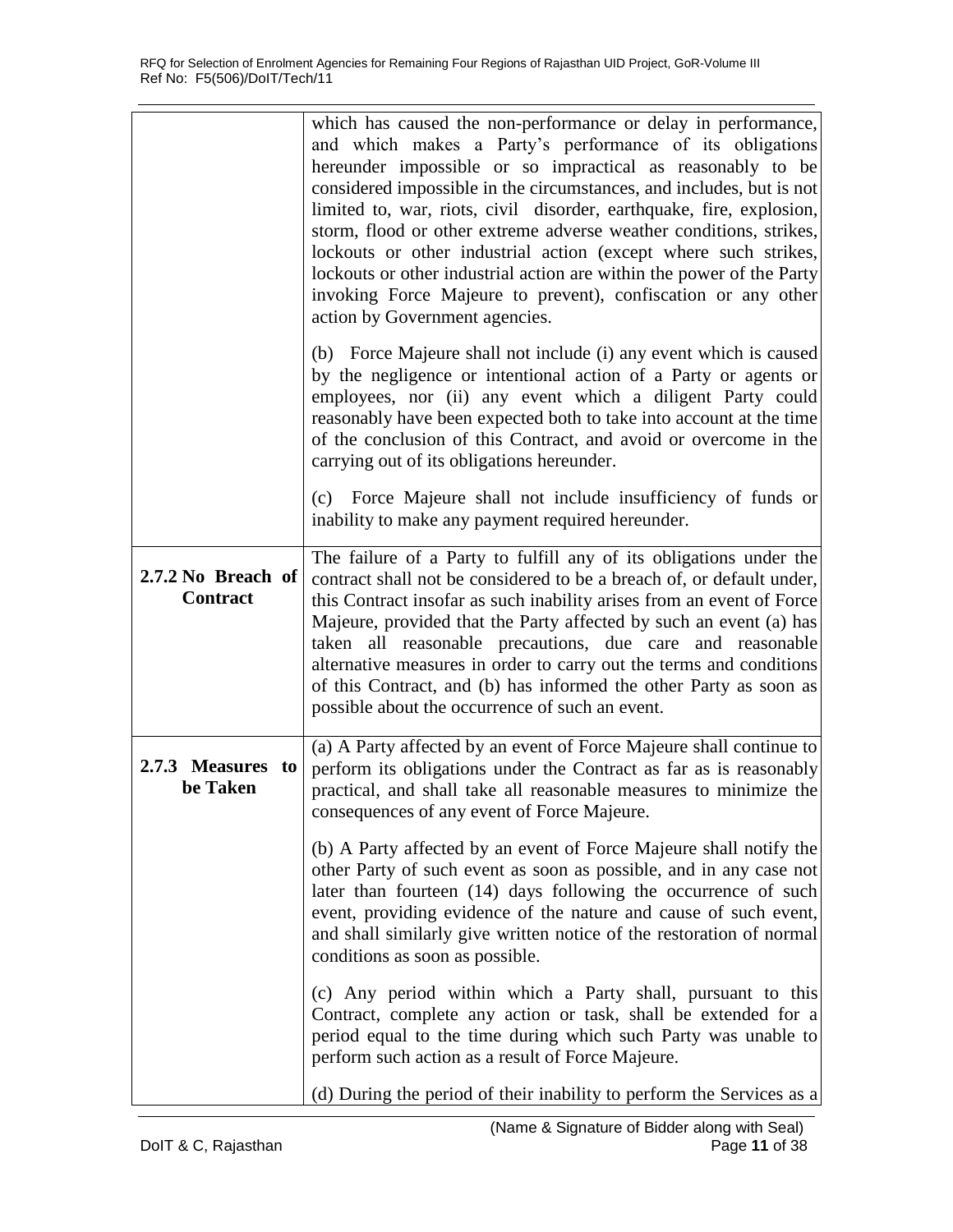| | |
|---|---|
| | which has caused the non-performance or delay in performance, and which makes a Party's performance of its obligations hereunder impossible or so impractical as reasonably to be considered impossible in the circumstances, and includes, but is not limited to, war, riots, civil disorder, earthquake, fire, explosion, storm, flood or other extreme adverse weather conditions, strikes, lockouts or other industrial action (except where such strikes, lockouts or other industrial action are within the power of the Party invoking Force Majeure to prevent), confiscation or any other action by Government agencies.<br><br>(b) Force Majeure shall not include (i) any event which is caused by the negligence or intentional action of a Party or agents or employees, nor (ii) any event which a diligent Party could reasonably have been expected both to take into account at the time of the conclusion of this Contract, and avoid or overcome in the carrying out of its obligations hereunder.<br><br>(c) Force Majeure shall not include insufficiency of funds or inability to make any payment required hereunder. |
| **2.7.2 No Breach of Contract** | The failure of a Party to fulfill any of its obligations under the contract shall not be considered to be a breach of, or default under, this Contract insofar as such inability arises from an event of Force Majeure, provided that the Party affected by such an event (a) has taken all reasonable precautions, due care and reasonable alternative measures in order to carry out the terms and conditions of this Contract, and (b) has informed the other Party as soon as possible about the occurrence of such an event. |
| **2.7.3 Measures to be Taken** | (a) A Party affected by an event of Force Majeure shall continue to perform its obligations under the Contract as far as is reasonably practical, and shall take all reasonable measures to minimize the consequences of any event of Force Majeure.<br><br>(b) A Party affected by an event of Force Majeure shall notify the other Party of such event as soon as possible, and in any case not later than fourteen (14) days following the occurrence of such event, providing evidence of the nature and cause of such event, and shall similarly give written notice of the restoration of normal conditions as soon as possible.<br><br>(c) Any period within which a Party shall, pursuant to this Contract, complete any action or task, shall be extended for a period equal to the time during which such Party was unable to perform such action as a result of Force Majeure.<br><br>(d) During the period of their inability to perform the Services as a |

(Name & Signature of Bidder along with Seal)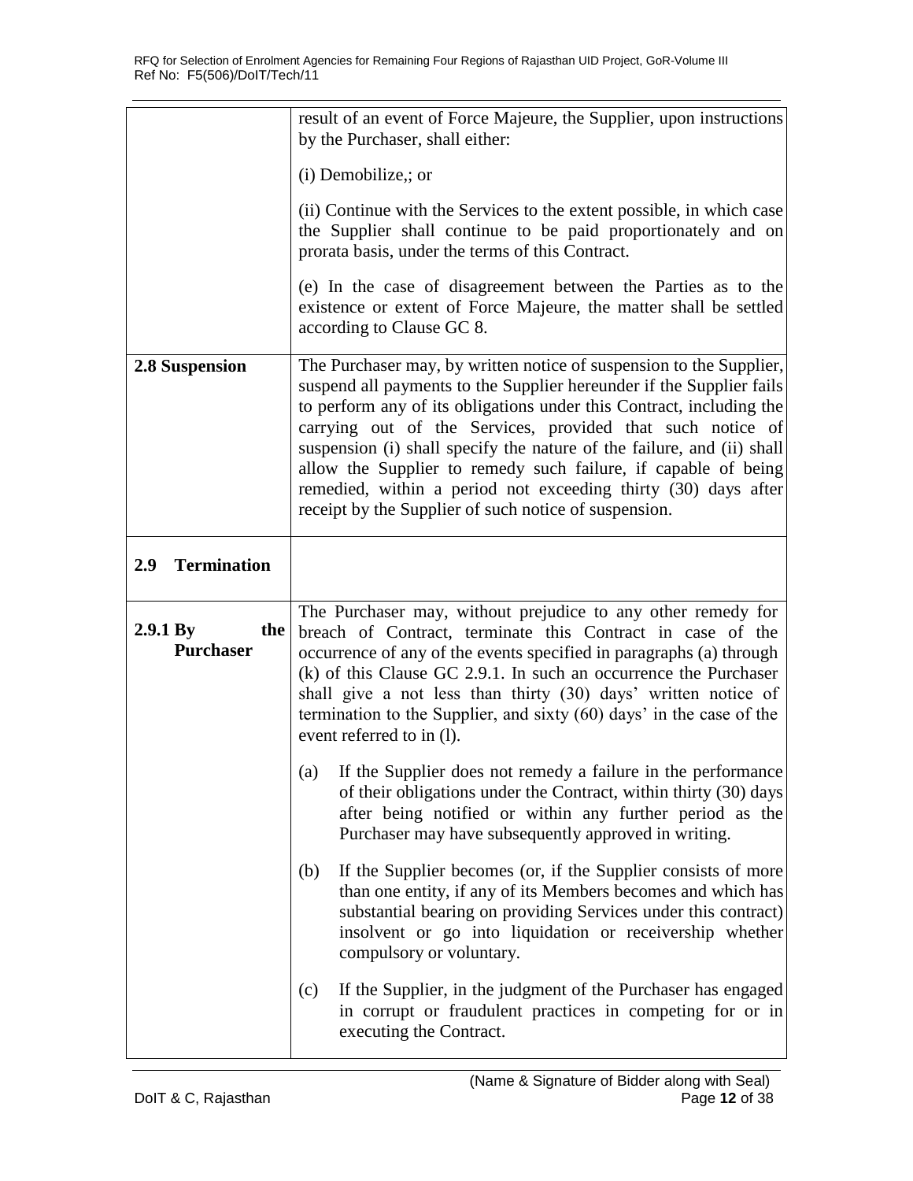| | |
|---|---|
| | result of an event of Force Majeure, the Supplier, upon instructions by the Purchaser, shall either:<br><br>(i) Demobilize,; or<br><br>(ii) Continue with the Services to the extent possible, in which case the Supplier shall continue to be paid proportionately and on prorata basis, under the terms of this Contract.<br><br>(e) In the case of disagreement between the Parties as to the existence or extent of Force Majeure, the matter shall be settled according to Clause GC 8. |
| **2.8 Suspension** | The Purchaser may, by written notice of suspension to the Supplier, suspend all payments to the Supplier hereunder if the Supplier fails to perform any of its obligations under this Contract, including the carrying out of the Services, provided that such notice of suspension (i) shall specify the nature of the failure, and (ii) shall allow the Supplier to remedy such failure, if capable of being remedied, within a period not exceeding thirty (30) days after receipt by the Supplier of such notice of suspension. |
| **2.9 Termination** | |
| **2.9.1 By the Purchaser** | The Purchaser may, without prejudice to any other remedy for breach of Contract, terminate this Contract in case of the occurrence of any of the events specified in paragraphs (a) through (k) of this Clause GC 2.9.1. In such an occurrence the Purchaser shall give a not less than thirty (30) days' written notice of termination to the Supplier, and sixty (60) days' in the case of the event referred to in (l).<br><br>(a) If the Supplier does not remedy a failure in the performance of their obligations under the Contract, within thirty (30) days after being notified or within any further period as the Purchaser may have subsequently approved in writing.<br><br>(b) If the Supplier becomes (or, if the Supplier consists of more than one entity, if any of its Members becomes and which has substantial bearing on providing Services under this contract) insolvent or go into liquidation or receivership whether compulsory or voluntary.<br><br>(c) If the Supplier, in the judgment of the Purchaser has engaged in corrupt or fraudulent practices in competing for or in executing the Contract. |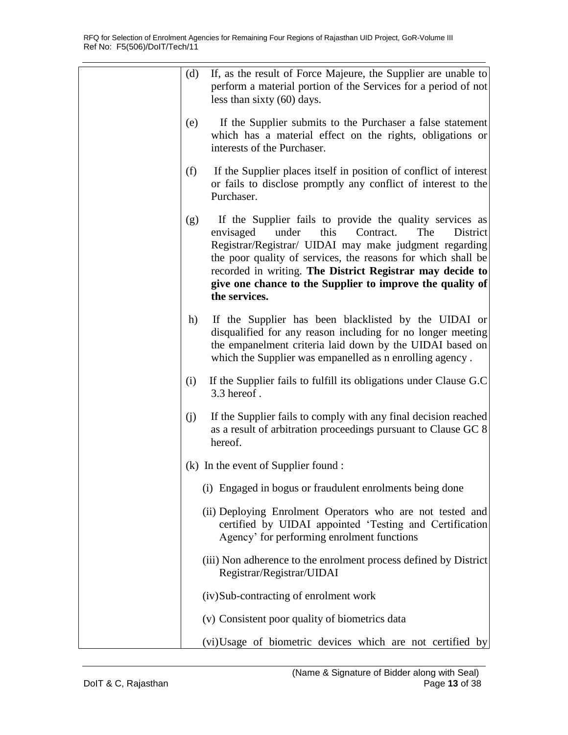| | |
|---|---|
| | (d) If, as the result of Force Majeure, the Supplier are unable to perform a material portion of the Services for a period of not less than sixty (60) days.<br><br>(e) If the Supplier submits to the Purchaser a false statement which has a material effect on the rights, obligations or interests of the Purchaser.<br><br>(f) If the Supplier places itself in position of conflict of interest or fails to disclose promptly any conflict of interest to the Purchaser.<br><br>(g) If the Supplier fails to provide the quality services as envisaged under this Contract. The District Registrar/Registrar/ UIDAI may make judgment regarding the poor quality of services, the reasons for which shall be recorded in writing. **The District Registrar may decide to give one chance to the Supplier to improve the quality of the services.**<br><br>h) If the Supplier has been blacklisted by the UIDAI or disqualified for any reason including for no longer meeting the empanelment criteria laid down by the UIDAI based on which the Supplier was empanelled as n enrolling agency .<br><br>(i) If the Supplier fails to fulfill its obligations under Clause G.C 3.3 hereof .<br><br>(j) If the Supplier fails to comply with any final decision reached as a result of arbitration proceedings pursuant to Clause GC 8 hereof.<br><br>(k) In the event of Supplier found :<br><br>(i) Engaged in bogus or fraudulent enrolments being done<br><br>(ii) Deploying Enrolment Operators who are not tested and certified by UIDAI appointed 'Testing and Certification Agency' for performing enrolment functions<br><br>(iii) Non adherence to the enrolment process defined by District Registrar/Registrar/UIDAI<br><br>(iv) Sub-contracting of enrolment work<br><br>(v) Consistent poor quality of biometrics data<br><br>(vi) Usage of biometric devices which are not certified by |

(Name & Signature of Bidder along with Seal)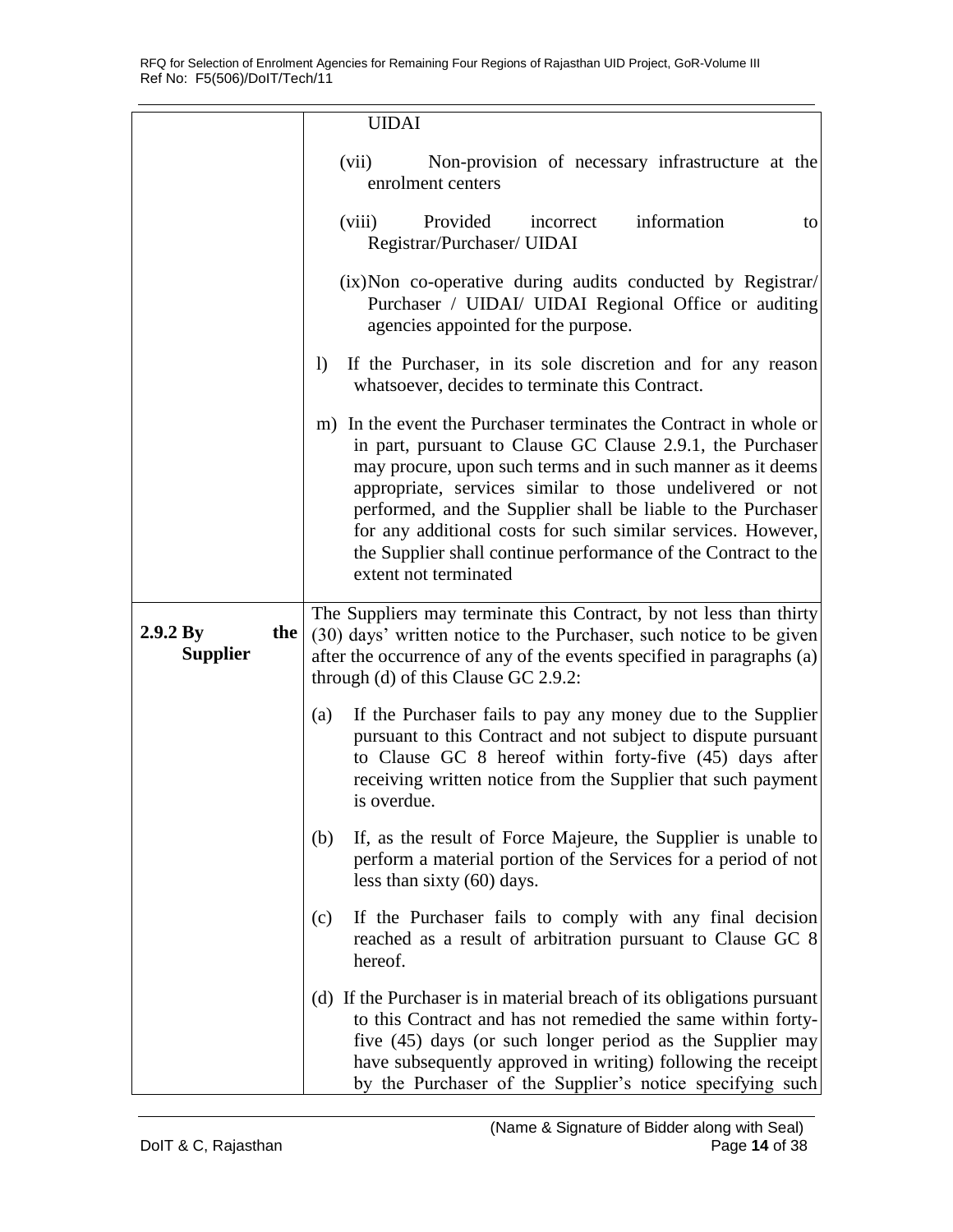| | |
|---|---|
| | UIDAI<br><br>(vii) Non-provision of necessary infrastructure at the enrolment centers<br><br>(viii) Provided incorrect information to Registrar/Purchaser/ UIDAI<br><br>(ix)Non co-operative during audits conducted by Registrar/ Purchaser / UIDAI/ UIDAI Regional Office or auditing agencies appointed for the purpose.<br><br>l) If the Purchaser, in its sole discretion and for any reason whatsoever, decides to terminate this Contract.<br><br>m) In the event the Purchaser terminates the Contract in whole or in part, pursuant to Clause GC Clause 2.9.1, the Purchaser may procure, upon such terms and in such manner as it deems appropriate, services similar to those undelivered or not performed, and the Supplier shall be liable to the Purchaser for any additional costs for such similar services. However, the Supplier shall continue performance of the Contract to the extent not terminated |
| **2.9.2 By the Supplier** | The Suppliers may terminate this Contract, by not less than thirty (30) days' written notice to the Purchaser, such notice to be given after the occurrence of any of the events specified in paragraphs (a) through (d) of this Clause GC 2.9.2:<br><br>(a) If the Purchaser fails to pay any money due to the Supplier pursuant to this Contract and not subject to dispute pursuant to Clause GC 8 hereof within forty-five (45) days after receiving written notice from the Supplier that such payment is overdue.<br><br>(b) If, as the result of Force Majeure, the Supplier is unable to perform a material portion of the Services for a period of not less than sixty (60) days.<br><br>(c) If the Purchaser fails to comply with any final decision reached as a result of arbitration pursuant to Clause GC 8 hereof.<br><br>(d) If the Purchaser is in material breach of its obligations pursuant to this Contract and has not remedied the same within forty-five (45) days (or such longer period as the Supplier may have subsequently approved in writing) following the receipt by the Purchaser of the Supplier's notice specifying such |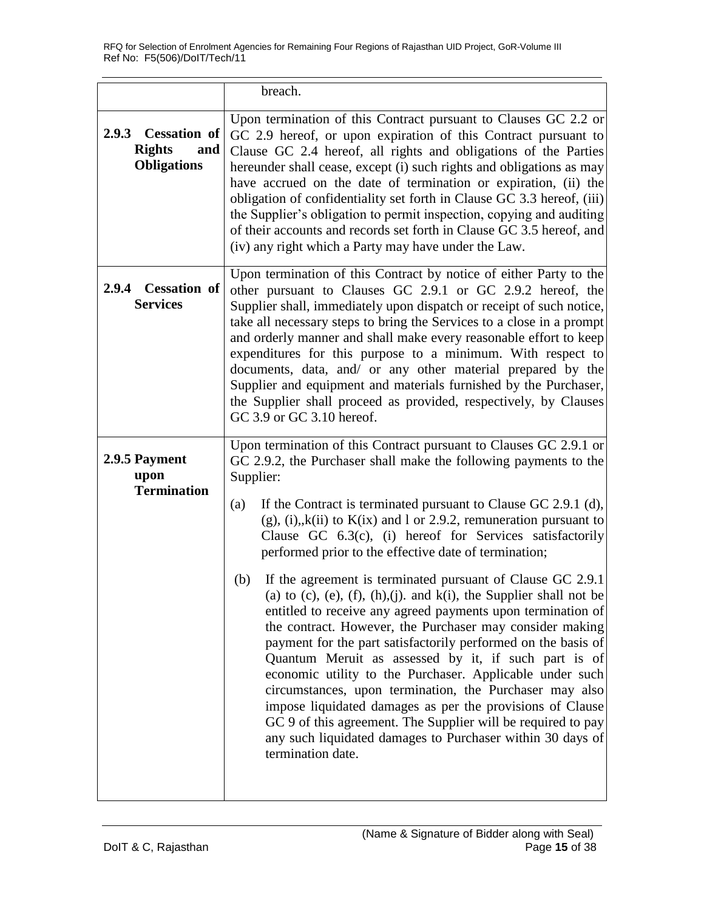| | |
|---|---|
| | breach. |
| **2.9.3 Cessation of Rights and Obligations** | Upon termination of this Contract pursuant to Clauses GC 2.2 or GC 2.9 hereof, or upon expiration of this Contract pursuant to Clause GC 2.4 hereof, all rights and obligations of the Parties hereunder shall cease, except (i) such rights and obligations as may have accrued on the date of termination or expiration, (ii) the obligation of confidentiality set forth in Clause GC 3.3 hereof, (iii) the Supplier's obligation to permit inspection, copying and auditing of their accounts and records set forth in Clause GC 3.5 hereof, and (iv) any right which a Party may have under the Law. |
| **2.9.4 Cessation of Services** | Upon termination of this Contract by notice of either Party to the other pursuant to Clauses GC 2.9.1 or GC 2.9.2 hereof, the Supplier shall, immediately upon dispatch or receipt of such notice, take all necessary steps to bring the Services to a close in a prompt and orderly manner and shall make every reasonable effort to keep expenditures for this purpose to a minimum. With respect to documents, data, and/ or any other material prepared by the Supplier and equipment and materials furnished by the Purchaser, the Supplier shall proceed as provided, respectively, by Clauses GC 3.9 or GC 3.10 hereof. |
| **2.9.5 Payment upon Termination** | Upon termination of this Contract pursuant to Clauses GC 2.9.1 or GC 2.9.2, the Purchaser shall make the following payments to the Supplier:<br><br>(a) If the Contract is terminated pursuant to Clause GC 2.9.1 (d), (g), (i),,k(ii) to K(ix) and l or 2.9.2, remuneration pursuant to Clause GC 6.3(c), (i) hereof for Services satisfactorily performed prior to the effective date of termination;<br><br>(b) If the agreement is terminated pursuant of Clause GC 2.9.1 (a) to (c), (e), (f), (h),(j). and k(i), the Supplier shall not be entitled to receive any agreed payments upon termination of the contract. However, the Purchaser may consider making payment for the part satisfactorily performed on the basis of Quantum Meruit as assessed by it, if such part is of economic utility to the Purchaser. Applicable under such circumstances, upon termination, the Purchaser may also impose liquidated damages as per the provisions of Clause GC 9 of this agreement. The Supplier will be required to pay any such liquidated damages to Purchaser within 30 days of termination date. |

(Name & Signature of Bidder along with Seal)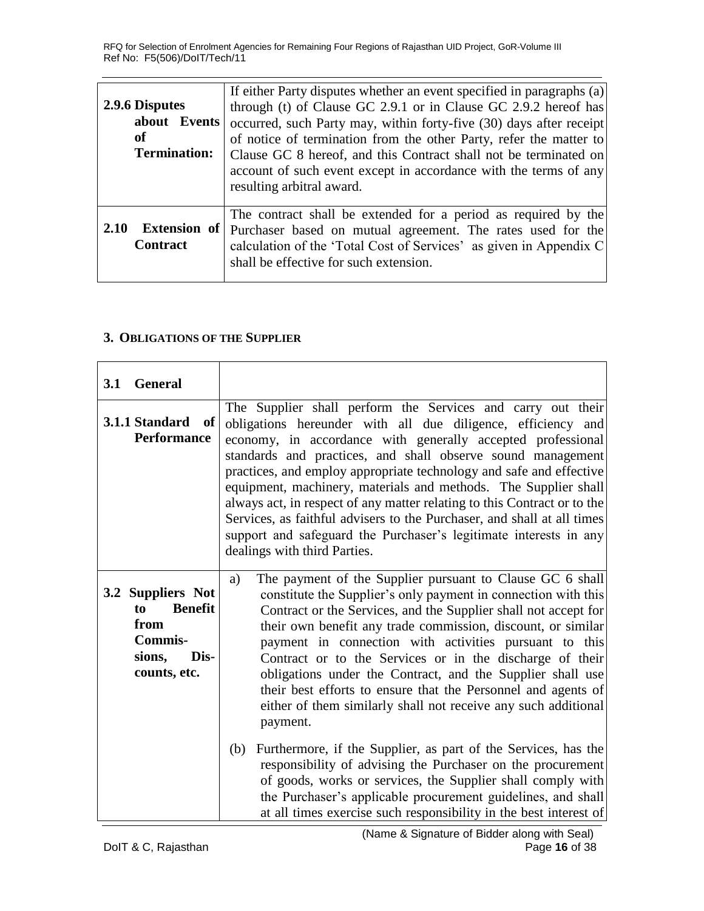| | |
|---|---|
| **2.9.6 Disputes about Events of Termination:** | If either Party disputes whether an event specified in paragraphs (a) through (t) of Clause GC 2.9.1 or in Clause GC 2.9.2 hereof has occurred, such Party may, within forty-five (30) days after receipt of notice of termination from the other Party, refer the matter to Clause GC 8 hereof, and this Contract shall not be terminated on account of such event except in accordance with the terms of any resulting arbitral award. |
| **2.10 Extension of Contract** | The contract shall be extended for a period as required by the Purchaser based on mutual agreement. The rates used for the calculation of the 'Total Cost of Services' as given in Appendix C shall be effective for such extension. |

## 3. Obligations of the Supplier

| | |
|---|---|
| **3.1 General** | |
| **3.1.1 Standard of Performance** | The Supplier shall perform the Services and carry out their obligations hereunder with all due diligence, efficiency and economy, in accordance with generally accepted professional standards and practices, and shall observe sound management practices, and employ appropriate technology and safe and effective equipment, machinery, materials and methods. The Supplier shall always act, in respect of any matter relating to this Contract or to the Services, as faithful advisers to the Purchaser, and shall at all times support and safeguard the Purchaser's legitimate interests in any dealings with third Parties. |
| **3.2 Suppliers Not to Benefit from Commis-sions, Dis-counts, etc.** | a) The payment of the Supplier pursuant to Clause GC 6 shall constitute the Supplier's only payment in connection with this Contract or the Services, and the Supplier shall not accept for their own benefit any trade commission, discount, or similar payment in connection with activities pursuant to this Contract or to the Services or in the discharge of their obligations under the Contract, and the Supplier shall use their best efforts to ensure that the Personnel and agents of either of them similarly shall not receive any such additional payment.<br><br>(b) Furthermore, if the Supplier, as part of the Services, has the responsibility of advising the Purchaser on the procurement of goods, works or services, the Supplier shall comply with the Purchaser's applicable procurement guidelines, and shall at all times exercise such responsibility in the best interest of |

(Name & Signature of Bidder along with Seal)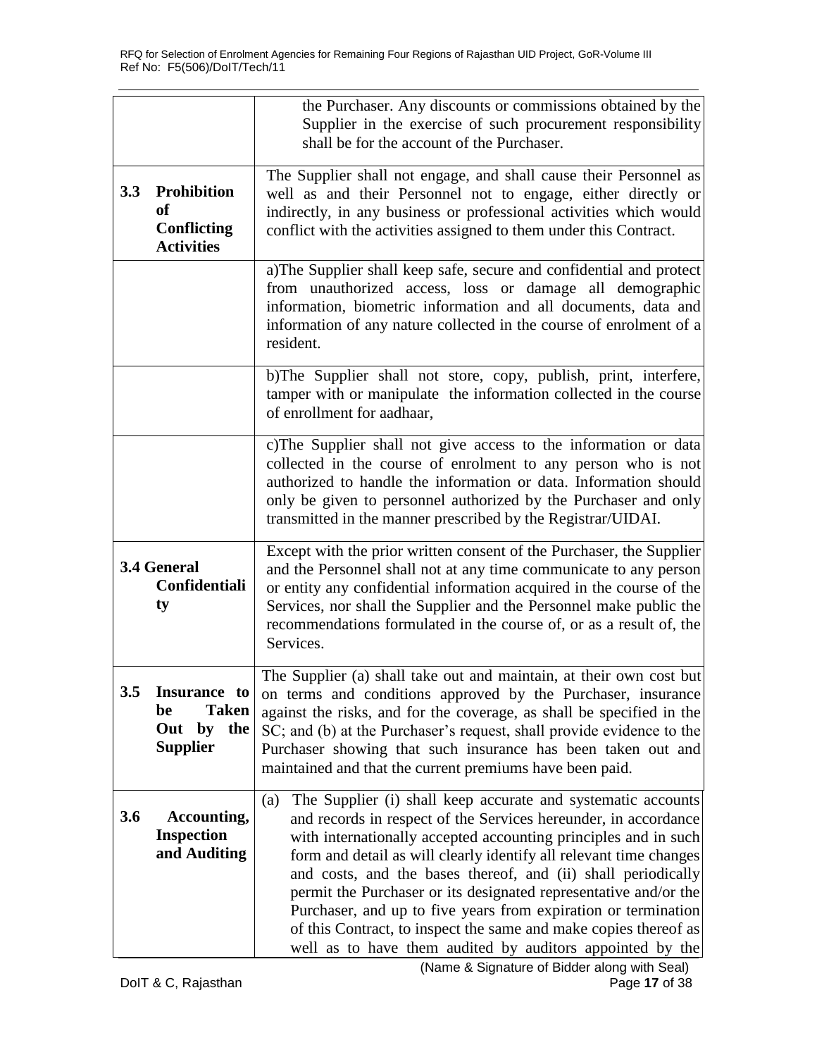| | |
|---|---|
| | the Purchaser. Any discounts or commissions obtained by the Supplier in the exercise of such procurement responsibility shall be for the account of the Purchaser. |
| **3.3 Prohibition of Conflicting Activities** | The Supplier shall not engage, and shall cause their Personnel as well as and their Personnel not to engage, either directly or indirectly, in any business or professional activities which would conflict with the activities assigned to them under this Contract. |
| | a)The Supplier shall keep safe, secure and confidential and protect from unauthorized access, loss or damage all demographic information, biometric information and all documents, data and information of any nature collected in the course of enrolment of a resident. |
| | b)The Supplier shall not store, copy, publish, print, interfere, tamper with or manipulate the information collected in the course of enrollment for aadhaar, |
| | c)The Supplier shall not give access to the information or data collected in the course of enrolment to any person who is not authorized to handle the information or data. Information should only be given to personnel authorized by the Purchaser and only transmitted in the manner prescribed by the Registrar/UIDAI. |
| **3.4 General Confidentiality** | Except with the prior written consent of the Purchaser, the Supplier and the Personnel shall not at any time communicate to any person or entity any confidential information acquired in the course of the Services, nor shall the Supplier and the Personnel make public the recommendations formulated in the course of, or as a result of, the Services. |
| **3.5 Insurance to be Taken Out by the Supplier** | The Supplier (a) shall take out and maintain, at their own cost but on terms and conditions approved by the Purchaser, insurance against the risks, and for the coverage, as shall be specified in the SC; and (b) at the Purchaser's request, shall provide evidence to the Purchaser showing that such insurance has been taken out and maintained and that the current premiums have been paid. |
| **3.6 Accounting, Inspection and Auditing** | (a) The Supplier (i) shall keep accurate and systematic accounts and records in respect of the Services hereunder, in accordance with internationally accepted accounting principles and in such form and detail as will clearly identify all relevant time changes and costs, and the bases thereof, and (ii) shall periodically permit the Purchaser or its designated representative and/or the Purchaser, and up to five years from expiration or termination of this Contract, to inspect the same and make copies thereof as well as to have them audited by auditors appointed by the |

(Name & Signature of Bidder along with Seal)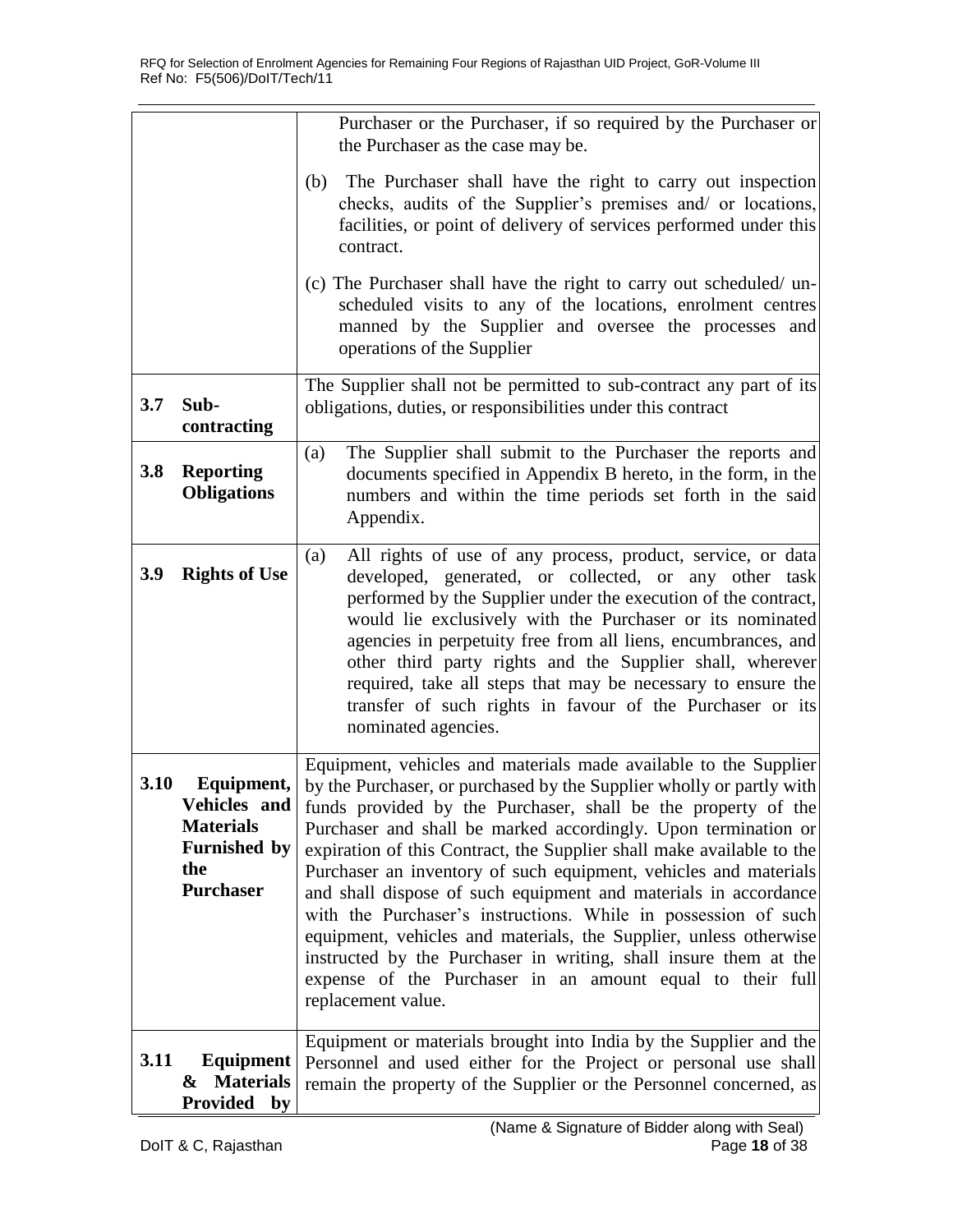| | |
|---|---|
| | Purchaser or the Purchaser, if so required by the Purchaser or the Purchaser as the case may be.<br><br>(b) The Purchaser shall have the right to carry out inspection checks, audits of the Supplier's premises and/ or locations, facilities, or point of delivery of services performed under this contract.<br><br>(c) The Purchaser shall have the right to carry out scheduled/ un-scheduled visits to any of the locations, enrolment centres manned by the Supplier and oversee the processes and operations of the Supplier |
| **3.7 Sub-contracting** | The Supplier shall not be permitted to sub-contract any part of its obligations, duties, or responsibilities under this contract |
| **3.8 Reporting Obligations** | (a) The Supplier shall submit to the Purchaser the reports and documents specified in Appendix B hereto, in the form, in the numbers and within the time periods set forth in the said Appendix. |
| **3.9 Rights of Use** | (a) All rights of use of any process, product, service, or data developed, generated, or collected, or any other task performed by the Supplier under the execution of the contract, would lie exclusively with the Purchaser or its nominated agencies in perpetuity free from all liens, encumbrances, and other third party rights and the Supplier shall, wherever required, take all steps that may be necessary to ensure the transfer of such rights in favour of the Purchaser or its nominated agencies. |
| **3.10 Equipment, Vehicles and Materials Furnished by the Purchaser** | Equipment, vehicles and materials made available to the Supplier by the Purchaser, or purchased by the Supplier wholly or partly with funds provided by the Purchaser, shall be the property of the Purchaser and shall be marked accordingly. Upon termination or expiration of this Contract, the Supplier shall make available to the Purchaser an inventory of such equipment, vehicles and materials and shall dispose of such equipment and materials in accordance with the Purchaser's instructions. While in possession of such equipment, vehicles and materials, the Supplier, unless otherwise instructed by the Purchaser in writing, shall insure them at the expense of the Purchaser in an amount equal to their full replacement value. |
| **3.11 Equipment & Materials Provided by** | Equipment or materials brought into India by the Supplier and the Personnel and used either for the Project or personal use shall remain the property of the Supplier or the Personnel concerned, as |

(Name & Signature of Bidder along with Seal)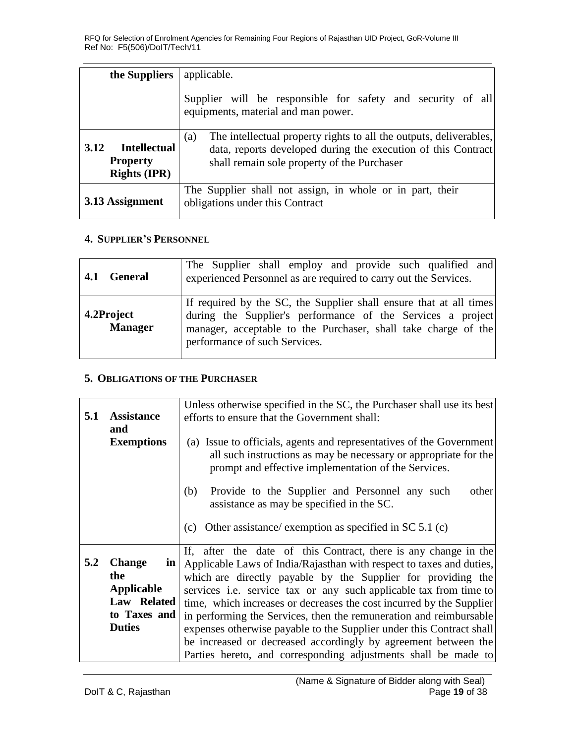| | |
|---|---|
| **the Suppliers** | applicable.<br><br>Supplier will be responsible for safety and security of all equipments, material and man power. |
| **3.12 Intellectual Property Rights (IPR)** | (a) The intellectual property rights to all the outputs, deliverables, data, reports developed during the execution of this Contract shall remain sole property of the Purchaser |
| **3.13 Assignment** | The Supplier shall not assign, in whole or in part, their obligations under this Contract |

## 4. SUPPLIER'S PERSONNEL

| | |
|---|---|
| **4.1 General** | The Supplier shall employ and provide such qualified and experienced Personnel as are required to carry out the Services. |
| **4.2Project Manager** | If required by the SC, the Supplier shall ensure that at all times during the Supplier's performance of the Services a project manager, acceptable to the Purchaser, shall take charge of the performance of such Services. |

## 5. OBLIGATIONS OF THE PURCHASER

| | |
|---|---|
| **5.1 Assistance and Exemptions** | Unless otherwise specified in the SC, the Purchaser shall use its best efforts to ensure that the Government shall:<br><br>(a) Issue to officials, agents and representatives of the Government all such instructions as may be necessary or appropriate for the prompt and effective implementation of the Services.<br><br>(b) Provide to the Supplier and Personnel any such other assistance as may be specified in the SC.<br><br>(c) Other assistance/ exemption as specified in SC 5.1 (c) |
| **5.2 Change in the Applicable Law Related to Taxes and Duties** | If, after the date of this Contract, there is any change in the Applicable Laws of India/Rajasthan with respect to taxes and duties, which are directly payable by the Supplier for providing the services i.e. service tax or any such applicable tax from time to time, which increases or decreases the cost incurred by the Supplier in performing the Services, then the remuneration and reimbursable expenses otherwise payable to the Supplier under this Contract shall be increased or decreased accordingly by agreement between the Parties hereto, and corresponding adjustments shall be made to |

(Name & Signature of Bidder along with Seal)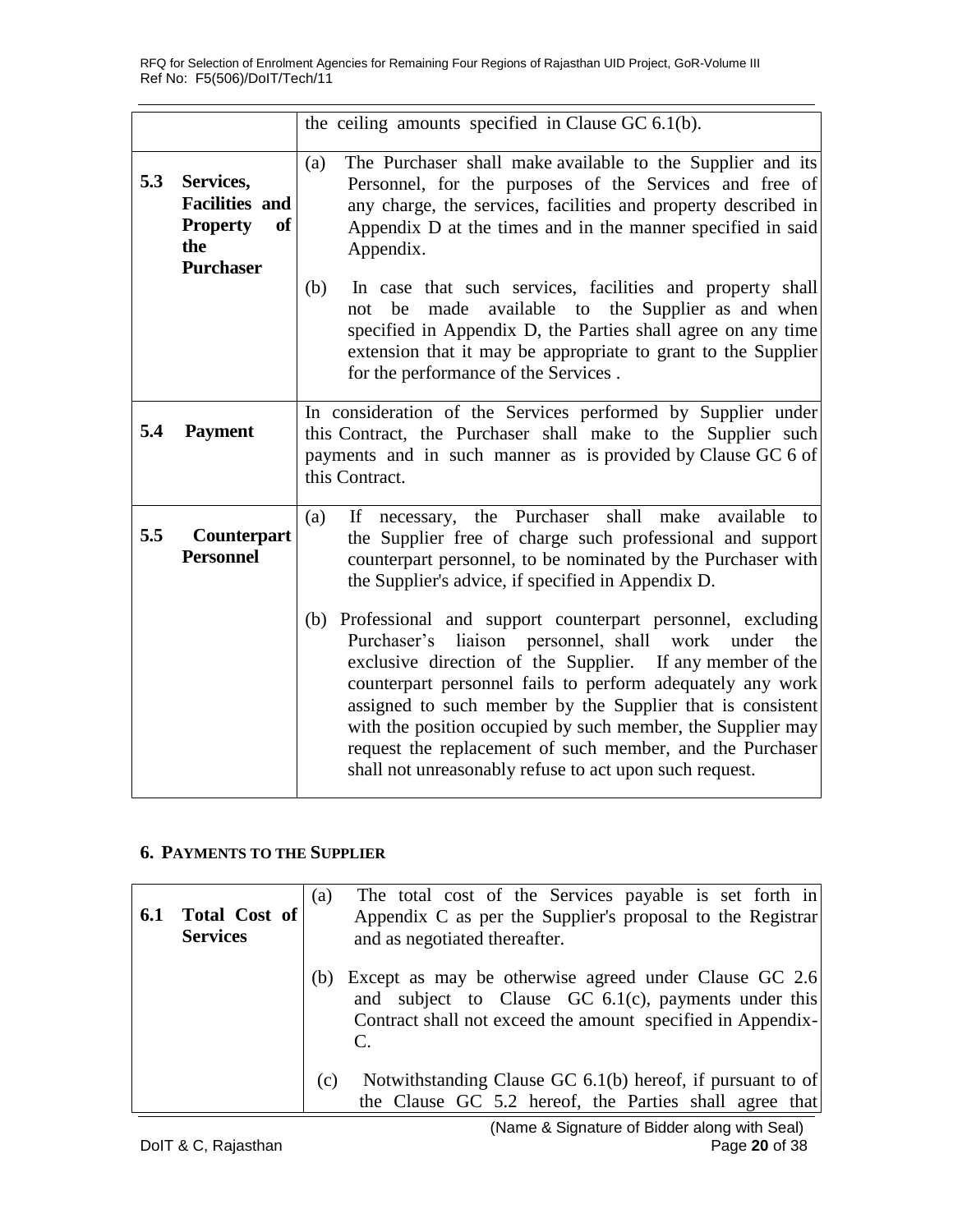| | |
|---|---|
| | the ceiling amounts specified in Clause GC 6.1(b). |
| **5.3 Services, Facilities and Property of the Purchaser** | (a) The Purchaser shall make available to the Supplier and its Personnel, for the purposes of the Services and free of any charge, the services, facilities and property described in Appendix D at the times and in the manner specified in said Appendix.<br><br>(b) In case that such services, facilities and property shall not be made available to the Supplier as and when specified in Appendix D, the Parties shall agree on any time extension that it may be appropriate to grant to the Supplier for the performance of the Services . |
| **5.4 Payment** | In consideration of the Services performed by Supplier under this Contract, the Purchaser shall make to the Supplier such payments and in such manner as is provided by Clause GC 6 of this Contract. |
| **5.5 Counterpart Personnel** | (a) If necessary, the Purchaser shall make available to the Supplier free of charge such professional and support counterpart personnel, to be nominated by the Purchaser with the Supplier's advice, if specified in Appendix D.<br><br>(b) Professional and support counterpart personnel, excluding Purchaser's liaison personnel, shall work under the exclusive direction of the Supplier. If any member of the counterpart personnel fails to perform adequately any work assigned to such member by the Supplier that is consistent with the position occupied by such member, the Supplier may request the replacement of such member, and the Purchaser shall not unreasonably refuse to act upon such request. |

## 6. PAYMENTS TO THE SUPPLIER

| | |
|---|---|
| **6.1 Total Cost of Services** | (a) The total cost of the Services payable is set forth in Appendix C as per the Supplier's proposal to the Registrar and as negotiated thereafter.<br><br>(b) Except as may be otherwise agreed under Clause GC 2.6 and subject to Clause GC 6.1(c), payments under this Contract shall not exceed the amount specified in Appendix-C.<br><br>(c) Notwithstanding Clause GC 6.1(b) hereof, if pursuant to of the Clause GC 5.2 hereof, the Parties shall agree that |

(Name & Signature of Bidder along with Seal)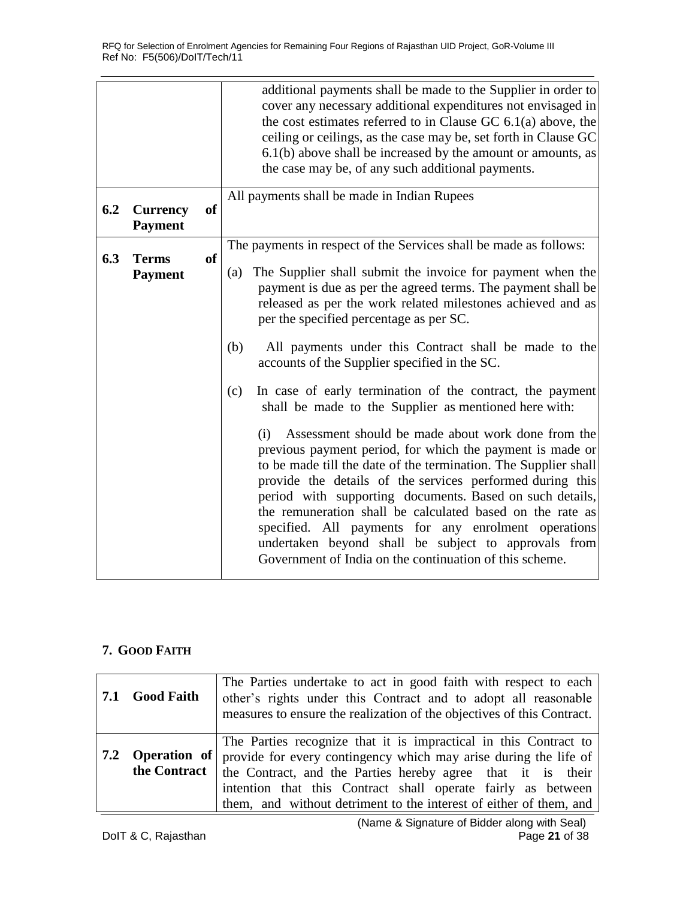| | |
|---|---|
| | additional payments shall be made to the Supplier in order to cover any necessary additional expenditures not envisaged in the cost estimates referred to in Clause GC 6.1(a) above, the ceiling or ceilings, as the case may be, set forth in Clause GC 6.1(b) above shall be increased by the amount or amounts, as the case may be, of any such additional payments. |
| **6.2 Currency of Payment** | All payments shall be made in Indian Rupees |
| **6.3 Terms of Payment** | The payments in respect of the Services shall be made as follows:<br><br>(a) The Supplier shall submit the invoice for payment when the payment is due as per the agreed terms. The payment shall be released as per the work related milestones achieved and as per the specified percentage as per SC.<br><br>(b) All payments under this Contract shall be made to the accounts of the Supplier specified in the SC.<br><br>(c) In case of early termination of the contract, the payment shall be made to the Supplier as mentioned here with:<br><br>(i) Assessment should be made about work done from the previous payment period, for which the payment is made or to be made till the date of the termination. The Supplier shall provide the details of the services performed during this period with supporting documents. Based on such details, the remuneration shall be calculated based on the rate as specified. All payments for any enrolment operations undertaken beyond shall be subject to approvals from Government of India on the continuation of this scheme. |

## 7. GOOD FAITH

| | |
|---|---|
| **7.1 Good Faith** | The Parties undertake to act in good faith with respect to each other's rights under this Contract and to adopt all reasonable measures to ensure the realization of the objectives of this Contract. |
| **7.2 Operation of the Contract** | The Parties recognize that it is impractical in this Contract to provide for every contingency which may arise during the life of the Contract, and the Parties hereby agree that it is their intention that this Contract shall operate fairly as between them, and without detriment to the interest of either of them, and |

(Name & Signature of Bidder along with Seal)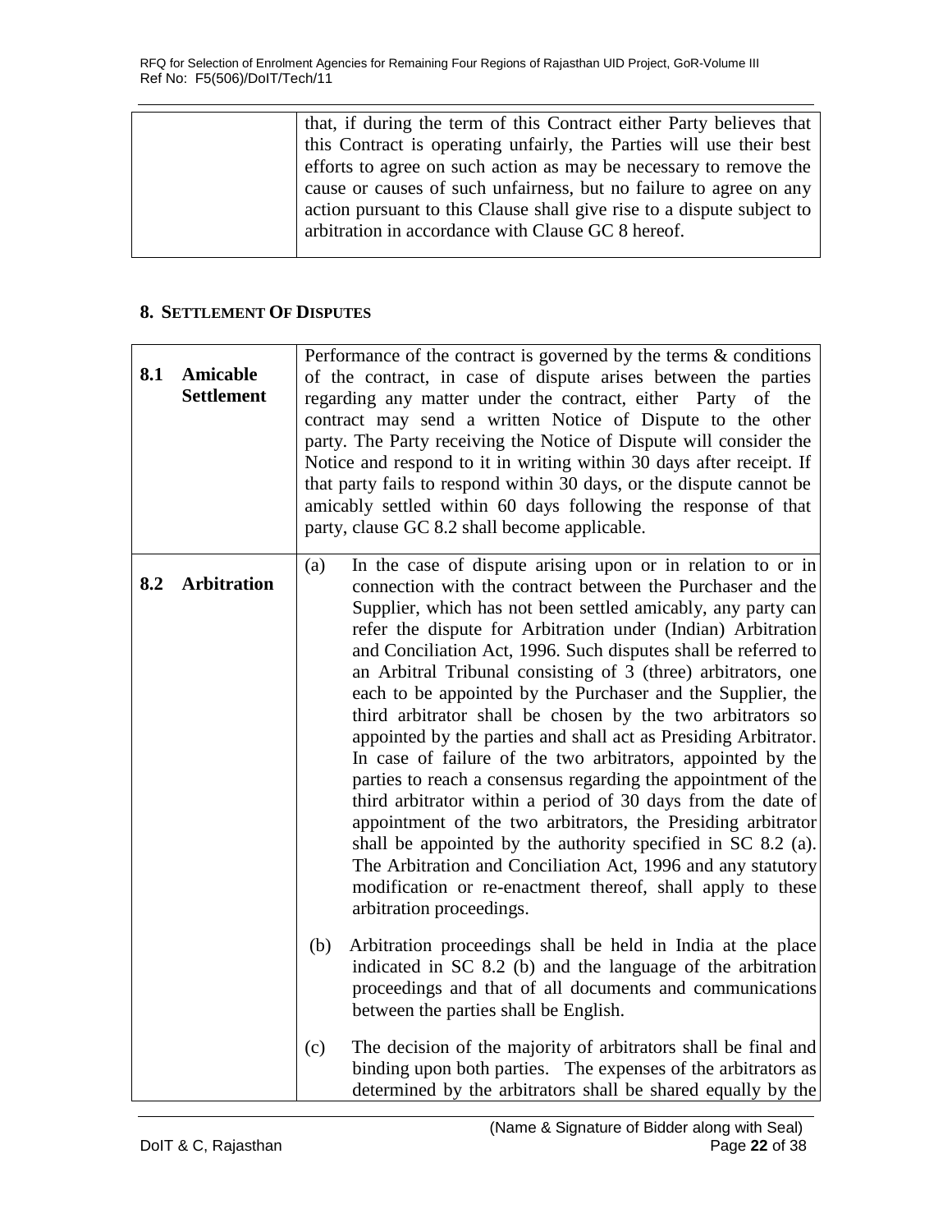| | |
|---|---|
| | that, if during the term of this Contract either Party believes that this Contract is operating unfairly, the Parties will use their best efforts to agree on such action as may be necessary to remove the cause or causes of such unfairness, but no failure to agree on any action pursuant to this Clause shall give rise to a dispute subject to arbitration in accordance with Clause GC 8 hereof. |

## 8. SETTLEMENT OF DISPUTES

| | |
|---|---|
| **8.1 Amicable Settlement** | Performance of the contract is governed by the terms & conditions of the contract, in case of dispute arises between the parties regarding any matter under the contract, either Party of the contract may send a written Notice of Dispute to the other party. The Party receiving the Notice of Dispute will consider the Notice and respond to it in writing within 30 days after receipt. If that party fails to respond within 30 days, or the dispute cannot be amicably settled within 60 days following the response of that party, clause GC 8.2 shall become applicable. |
| **8.2 Arbitration** | (a) In the case of dispute arising upon or in relation to or in connection with the contract between the Purchaser and the Supplier, which has not been settled amicably, any party can refer the dispute for Arbitration under (Indian) Arbitration and Conciliation Act, 1996. Such disputes shall be referred to an Arbitral Tribunal consisting of 3 (three) arbitrators, one each to be appointed by the Purchaser and the Supplier, the third arbitrator shall be chosen by the two arbitrators so appointed by the parties and shall act as Presiding Arbitrator. In case of failure of the two arbitrators, appointed by the parties to reach a consensus regarding the appointment of the third arbitrator within a period of 30 days from the date of appointment of the two arbitrators, the Presiding arbitrator shall be appointed by the authority specified in SC 8.2 (a). The Arbitration and Conciliation Act, 1996 and any statutory modification or re-enactment thereof, shall apply to these arbitration proceedings.<br><br>(b) Arbitration proceedings shall be held in India at the place indicated in SC 8.2 (b) and the language of the arbitration proceedings and that of all documents and communications between the parties shall be English.<br><br>(c) The decision of the majority of arbitrators shall be final and binding upon both parties. The expenses of the arbitrators as determined by the arbitrators shall be shared equally by the |

(Name & Signature of Bidder along with Seal)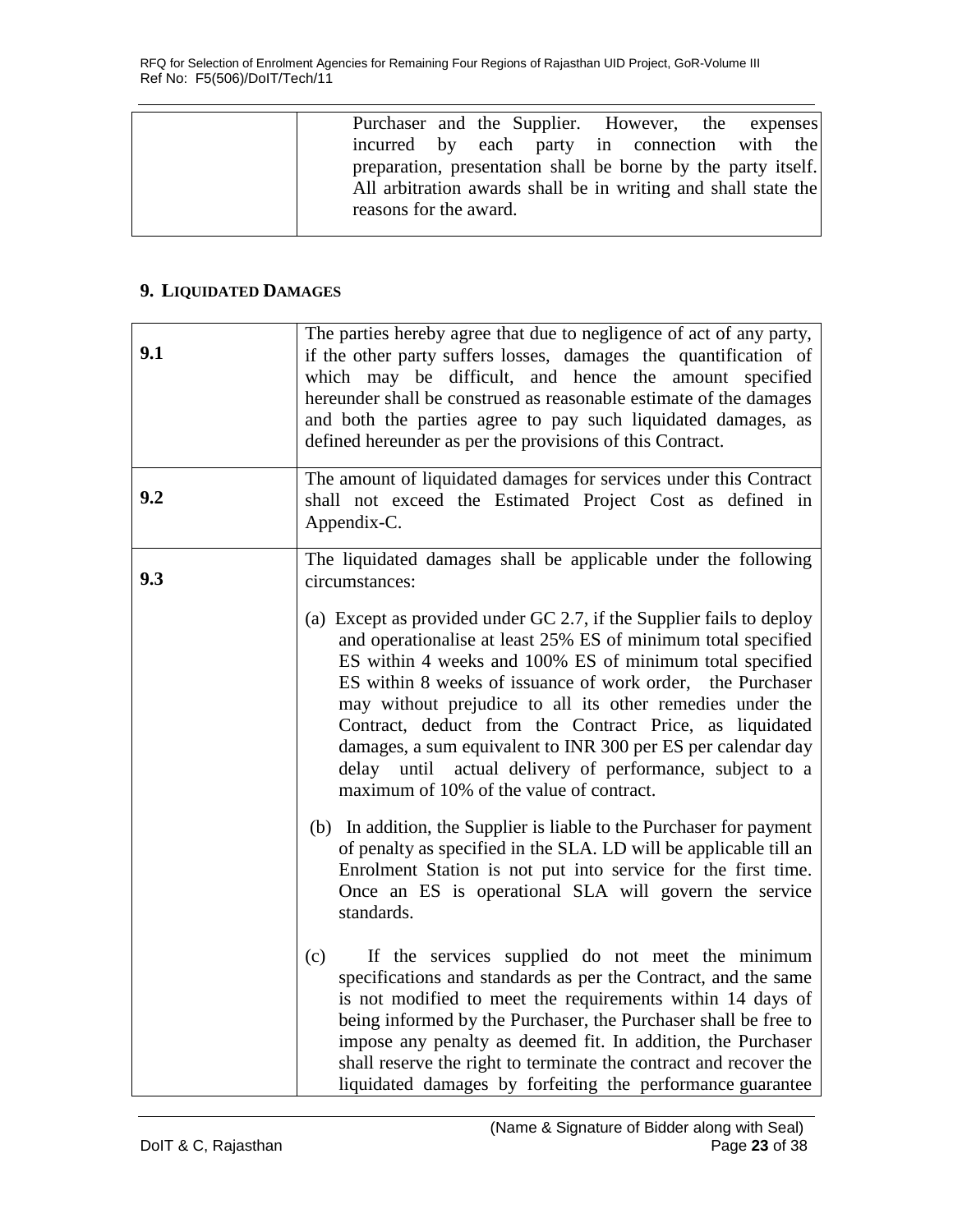| | |
|---|---|
| | Purchaser and the Supplier. However, the expenses incurred by each party in connection with the preparation, presentation shall be borne by the party itself. All arbitration awards shall be in writing and shall state the reasons for the award. |

## 9. LIQUIDATED DAMAGES

| | |
|---|---|
| **9.1** | The parties hereby agree that due to negligence of act of any party, if the other party suffers losses, damages the quantification of which may be difficult, and hence the amount specified hereunder shall be construed as reasonable estimate of the damages and both the parties agree to pay such liquidated damages, as defined hereunder as per the provisions of this Contract. |
| **9.2** | The amount of liquidated damages for services under this Contract shall not exceed the Estimated Project Cost as defined in Appendix-C. |
| **9.3** | The liquidated damages shall be applicable under the following circumstances:<br><br>(a) Except as provided under GC 2.7, if the Supplier fails to deploy and operationalise at least 25% ES of minimum total specified ES within 4 weeks and 100% ES of minimum total specified ES within 8 weeks of issuance of work order, the Purchaser may without prejudice to all its other remedies under the Contract, deduct from the Contract Price, as liquidated damages, a sum equivalent to INR 300 per ES per calendar day delay until actual delivery of performance, subject to a maximum of 10% of the value of contract.<br><br>(b) In addition, the Supplier is liable to the Purchaser for payment of penalty as specified in the SLA. LD will be applicable till an Enrolment Station is not put into service for the first time. Once an ES is operational SLA will govern the service standards.<br><br>(c) If the services supplied do not meet the minimum specifications and standards as per the Contract, and the same is not modified to meet the requirements within 14 days of being informed by the Purchaser, the Purchaser shall be free to impose any penalty as deemed fit. In addition, the Purchaser shall reserve the right to terminate the contract and recover the liquidated damages by forfeiting the performance guarantee |

(Name & Signature of Bidder along with Seal)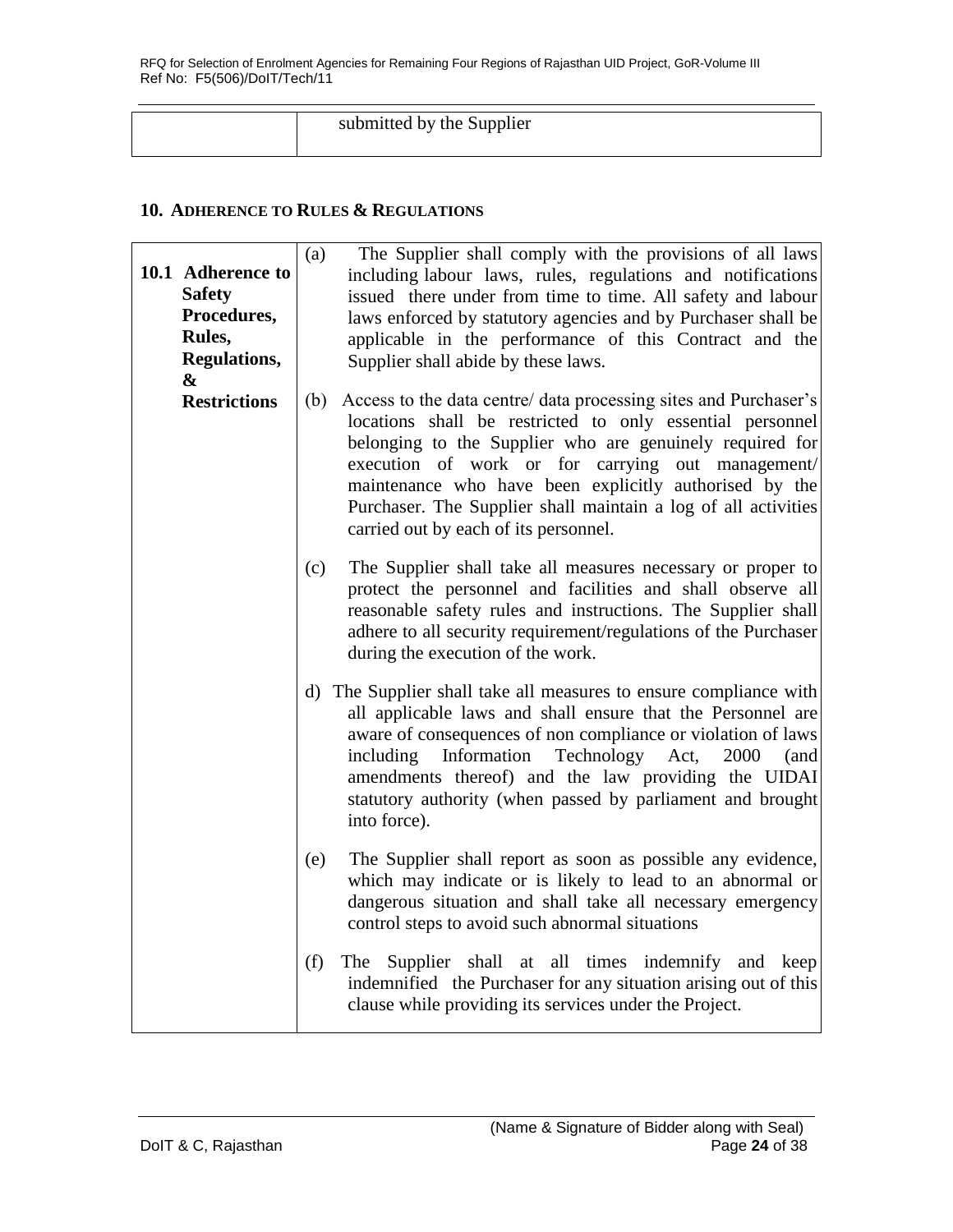| | submitted by the Supplier |
|---|---|

## 10. Adherence to Rules & Regulations

| | |
|---|---|
| **10.1 Adherence to Safety Procedures, Rules, Regulations, & Restrictions** | (a) The Supplier shall comply with the provisions of all laws including labour laws, rules, regulations and notifications issued there under from time to time. All safety and labour laws enforced by statutory agencies and by Purchaser shall be applicable in the performance of this Contract and the Supplier shall abide by these laws.<br><br>(b) Access to the data centre/ data processing sites and Purchaser's locations shall be restricted to only essential personnel belonging to the Supplier who are genuinely required for execution of work or for carrying out management/ maintenance who have been explicitly authorised by the Purchaser. The Supplier shall maintain a log of all activities carried out by each of its personnel.<br><br>(c) The Supplier shall take all measures necessary or proper to protect the personnel and facilities and shall observe all reasonable safety rules and instructions. The Supplier shall adhere to all security requirement/regulations of the Purchaser during the execution of the work.<br><br>d) The Supplier shall take all measures to ensure compliance with all applicable laws and shall ensure that the Personnel are aware of consequences of non compliance or violation of laws including Information Technology Act, 2000 (and amendments thereof) and the law providing the UIDAI statutory authority (when passed by parliament and brought into force).<br><br>(e) The Supplier shall report as soon as possible any evidence, which may indicate or is likely to lead to an abnormal or dangerous situation and shall take all necessary emergency control steps to avoid such abnormal situations<br><br>(f) The Supplier shall at all times indemnify and keep indemnified the Purchaser for any situation arising out of this clause while providing its services under the Project. |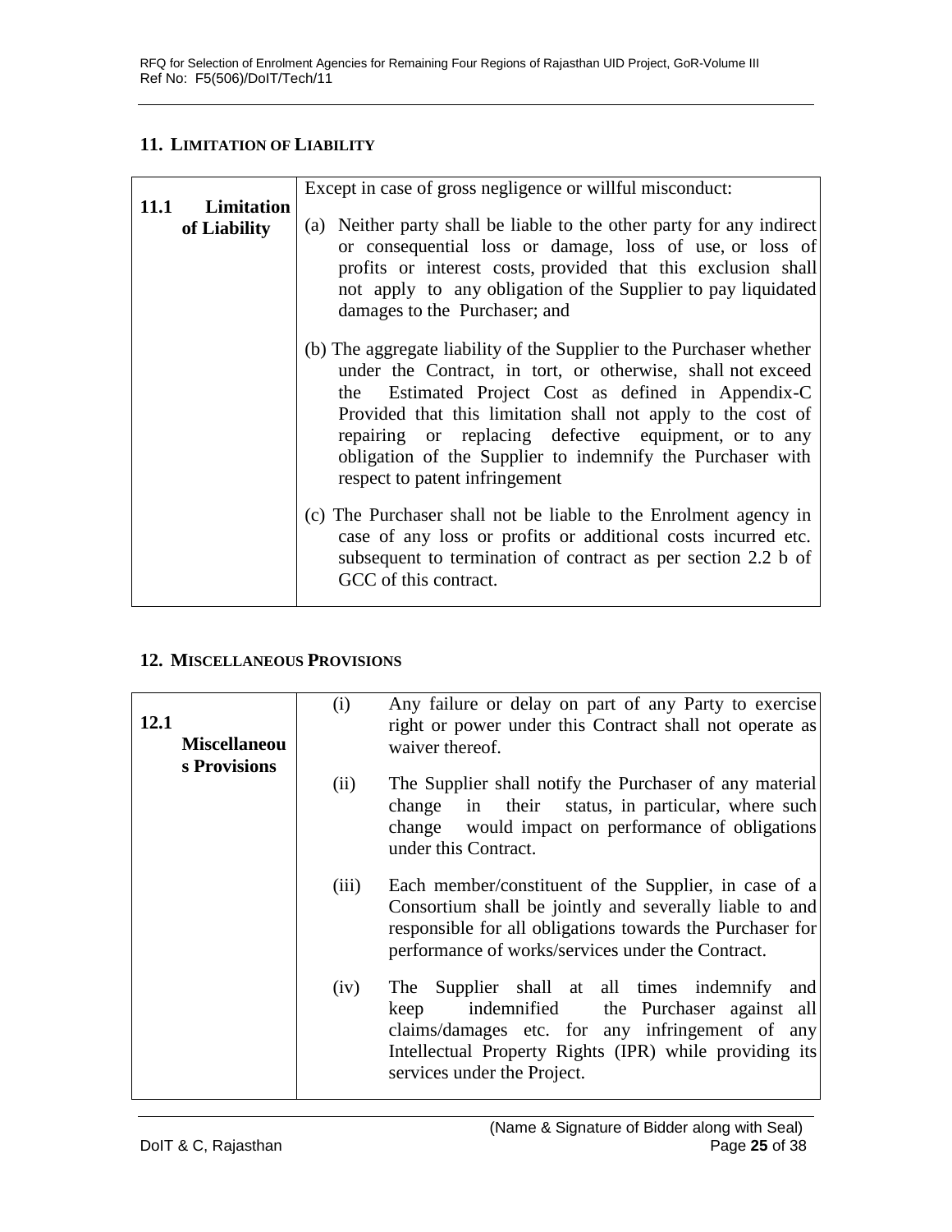## 11. LIMITATION OF LIABILITY

| | |
|---|---|
| **11.1 Limitation of Liability** | Except in case of gross negligence or willful misconduct:<br><br>(a) Neither party shall be liable to the other party for any indirect or consequential loss or damage, loss of use, or loss of profits or interest costs, provided that this exclusion shall not apply to any obligation of the Supplier to pay liquidated damages to the Purchaser; and<br><br>(b) The aggregate liability of the Supplier to the Purchaser whether under the Contract, in tort, or otherwise, shall not exceed the Estimated Project Cost as defined in Appendix-C Provided that this limitation shall not apply to the cost of repairing or replacing defective equipment, or to any obligation of the Supplier to indemnify the Purchaser with respect to patent infringement<br><br>(c) The Purchaser shall not be liable to the Enrolment agency in case of any loss or profits or additional costs incurred etc. subsequent to termination of contract as per section 2.2 b of GCC of this contract. |

## 12. MISCELLANEOUS PROVISIONS

| | | |
|---|---|---|
| **12.1 Miscellaneous Provisions** | (i) | Any failure or delay on part of any Party to exercise right or power under this Contract shall not operate as waiver thereof. |
| | (ii) | The Supplier shall notify the Purchaser of any material change in their status, in particular, where such change would impact on performance of obligations under this Contract. |
| | (iii) | Each member/constituent of the Supplier, in case of a Consortium shall be jointly and severally liable to and responsible for all obligations towards the Purchaser for performance of works/services under the Contract. |
| | (iv) | The Supplier shall at all times indemnify and keep indemnified the Purchaser against all claims/damages etc. for any infringement of any Intellectual Property Rights (IPR) while providing its services under the Project. |

(Name & Signature of Bidder along with Seal)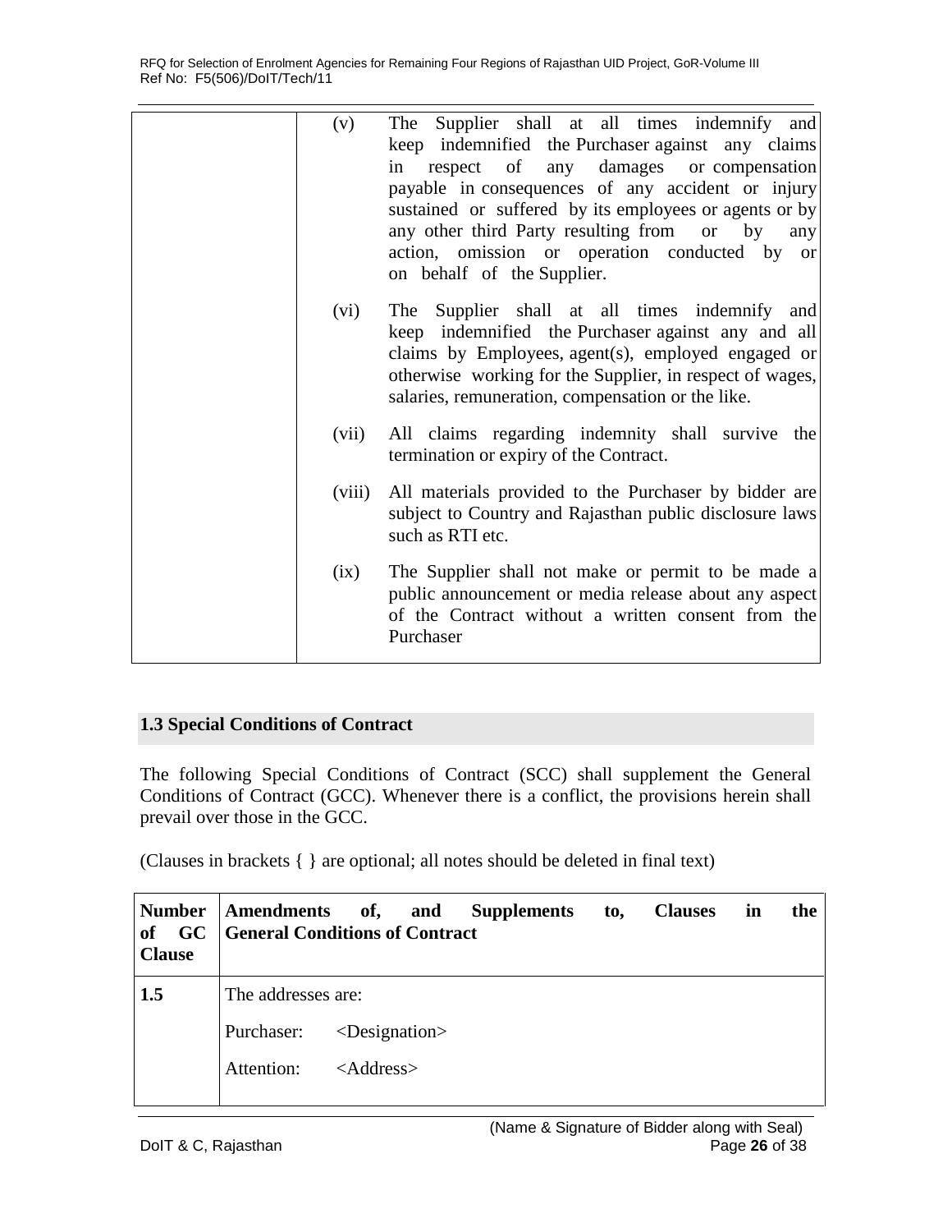| | | |
|---|---|---|
| | (v) | The Supplier shall at all times indemnify and keep indemnified the Purchaser against any claims in respect of any damages or compensation payable in consequences of any accident or injury sustained or suffered by its employees or agents or by any other third Party resulting from or by any action, omission or operation conducted by or on behalf of the Supplier. |
| | (vi) | The Supplier shall at all times indemnify and keep indemnified the Purchaser against any and all claims by Employees, agent(s), employed engaged or otherwise working for the Supplier, in respect of wages, salaries, remuneration, compensation or the like. |
| | (vii) | All claims regarding indemnity shall survive the termination or expiry of the Contract. |
| | (viii) | All materials provided to the Purchaser by bidder are subject to Country and Rajasthan public disclosure laws such as RTI etc. |
| | (ix) | The Supplier shall not make or permit to be made a public announcement or media release about any aspect of the Contract without a written consent from the Purchaser |

### 1.3 Special Conditions of Contract

The following Special Conditions of Contract (SCC) shall supplement the General Conditions of Contract (GCC). Whenever there is a conflict, the provisions herein shall prevail over those in the GCC.

(Clauses in brackets { } are optional; all notes should be deleted in final text)

| Number of GC Clause | Amendments of, and Supplements to, Clauses in the General Conditions of Contract |
|---|---|
| **1.5** | The addresses are:<br><br>Purchaser: <Designation><br><br>Attention: <Address> |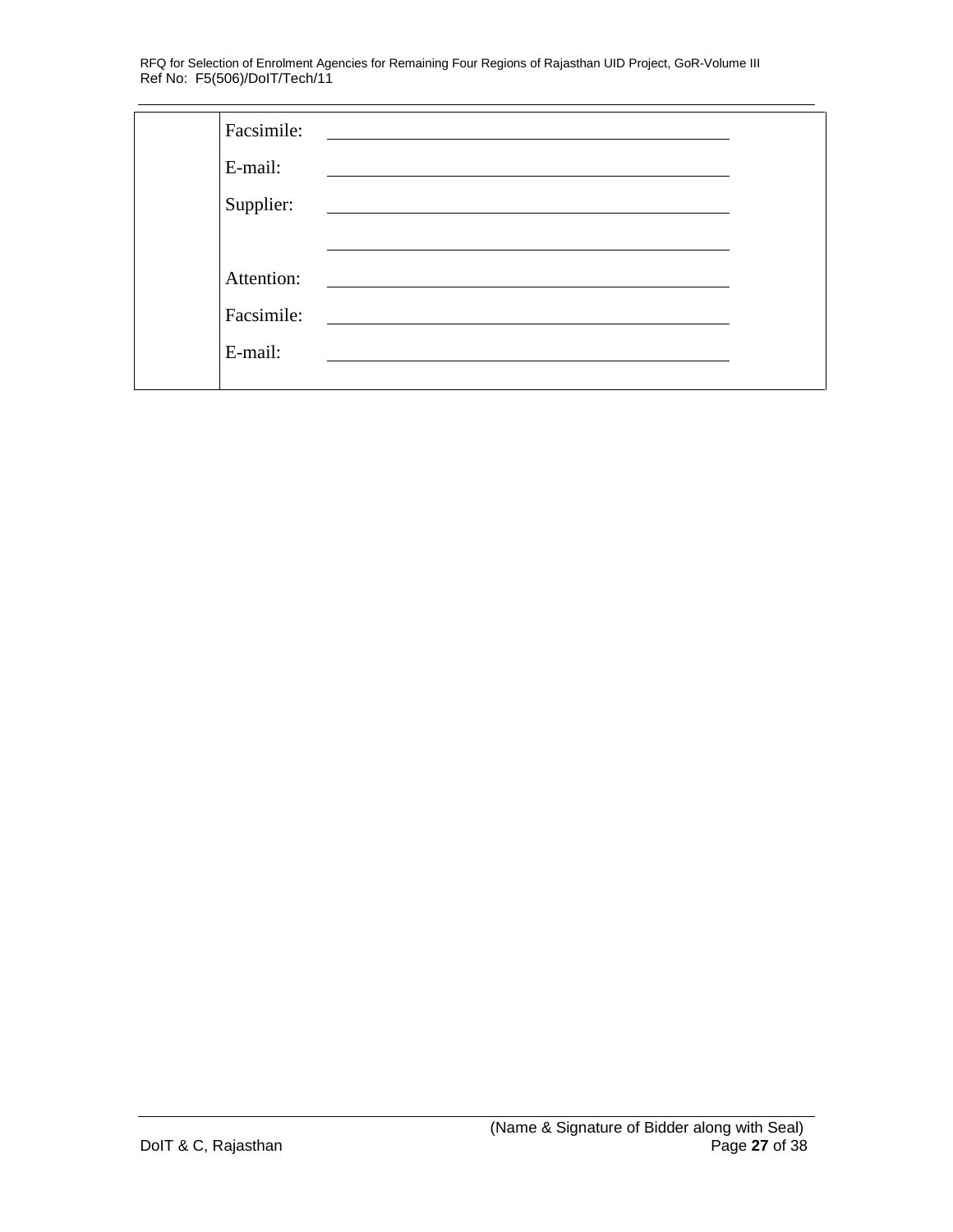| | |
|---|---|
| | Facsimile: \_\_\_\_\_\_\_\_\_\_\_\_\_\_\_\_\_\_\_\_\_\_\_\_\_\_\_\_\_\_<br>E-mail: \_\_\_\_\_\_\_\_\_\_\_\_\_\_\_\_\_\_\_\_\_\_\_\_\_\_\_\_\_\_<br>Supplier: \_\_\_\_\_\_\_\_\_\_\_\_\_\_\_\_\_\_\_\_\_\_\_\_\_\_\_\_\_\_<br>\_\_\_\_\_\_\_\_\_\_\_\_\_\_\_\_\_\_\_\_\_\_\_\_\_\_\_\_\_\_<br>Attention: \_\_\_\_\_\_\_\_\_\_\_\_\_\_\_\_\_\_\_\_\_\_\_\_\_\_\_\_\_\_<br>Facsimile: \_\_\_\_\_\_\_\_\_\_\_\_\_\_\_\_\_\_\_\_\_\_\_\_\_\_\_\_\_\_<br>E-mail: \_\_\_\_\_\_\_\_\_\_\_\_\_\_\_\_\_\_\_\_\_\_\_\_\_\_\_\_\_\_ |

(Name & Signature of Bidder along with Seal)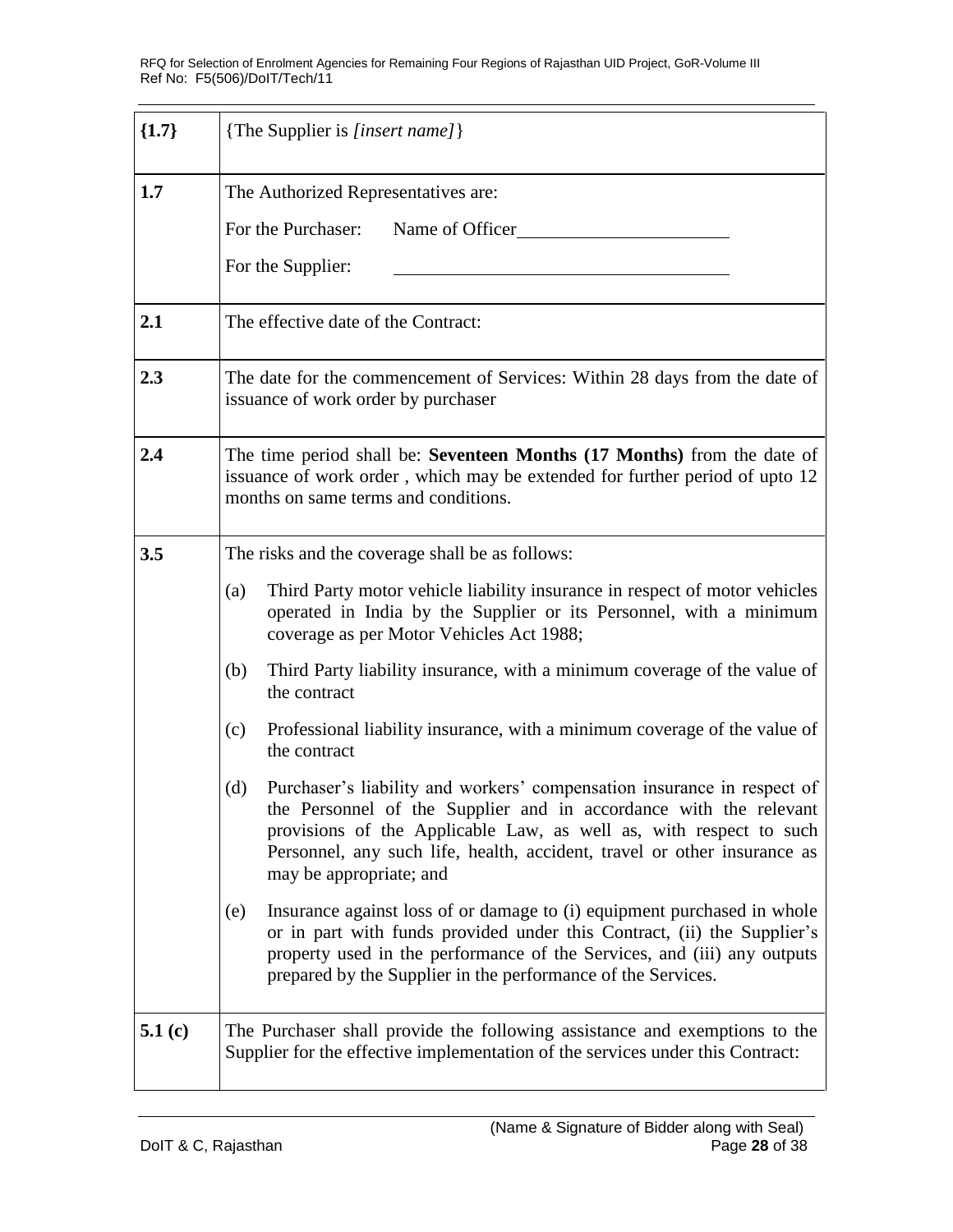| | |
|---|---|
| **{1.7}** | {The Supplier is *[insert name]*} |
| **1.7** | The Authorized Representatives are:<br>For the Purchaser: Name of Officer\_\_\_\_\_\_\_\_\_\_\_\_\_\_\_\_\_\_\_\_<br>For the Supplier: \_\_\_\_\_\_\_\_\_\_\_\_\_\_\_\_\_\_\_\_\_\_\_\_\_\_\_\_\_\_\_\_ |
| **2.1** | The effective date of the Contract: |
| **2.3** | The date for the commencement of Services: Within 28 days from the date of issuance of work order by purchaser |
| **2.4** | The time period shall be: **Seventeen Months (17 Months)** from the date of issuance of work order , which may be extended for further period of upto 12 months on same terms and conditions. |
| **3.5** | The risks and the coverage shall be as follows:<br>(a) Third Party motor vehicle liability insurance in respect of motor vehicles operated in India by the Supplier or its Personnel, with a minimum coverage as per Motor Vehicles Act 1988;<br>(b) Third Party liability insurance, with a minimum coverage of the value of the contract<br>(c) Professional liability insurance, with a minimum coverage of the value of the contract<br>(d) Purchaser's liability and workers' compensation insurance in respect of the Personnel of the Supplier and in accordance with the relevant provisions of the Applicable Law, as well as, with respect to such Personnel, any such life, health, accident, travel or other insurance as may be appropriate; and<br>(e) Insurance against loss of or damage to (i) equipment purchased in whole or in part with funds provided under this Contract, (ii) the Supplier's property used in the performance of the Services, and (iii) any outputs prepared by the Supplier in the performance of the Services. |
| **5.1 (c)** | The Purchaser shall provide the following assistance and exemptions to the Supplier for the effective implementation of the services under this Contract: |

(Name & Signature of Bidder along with Seal)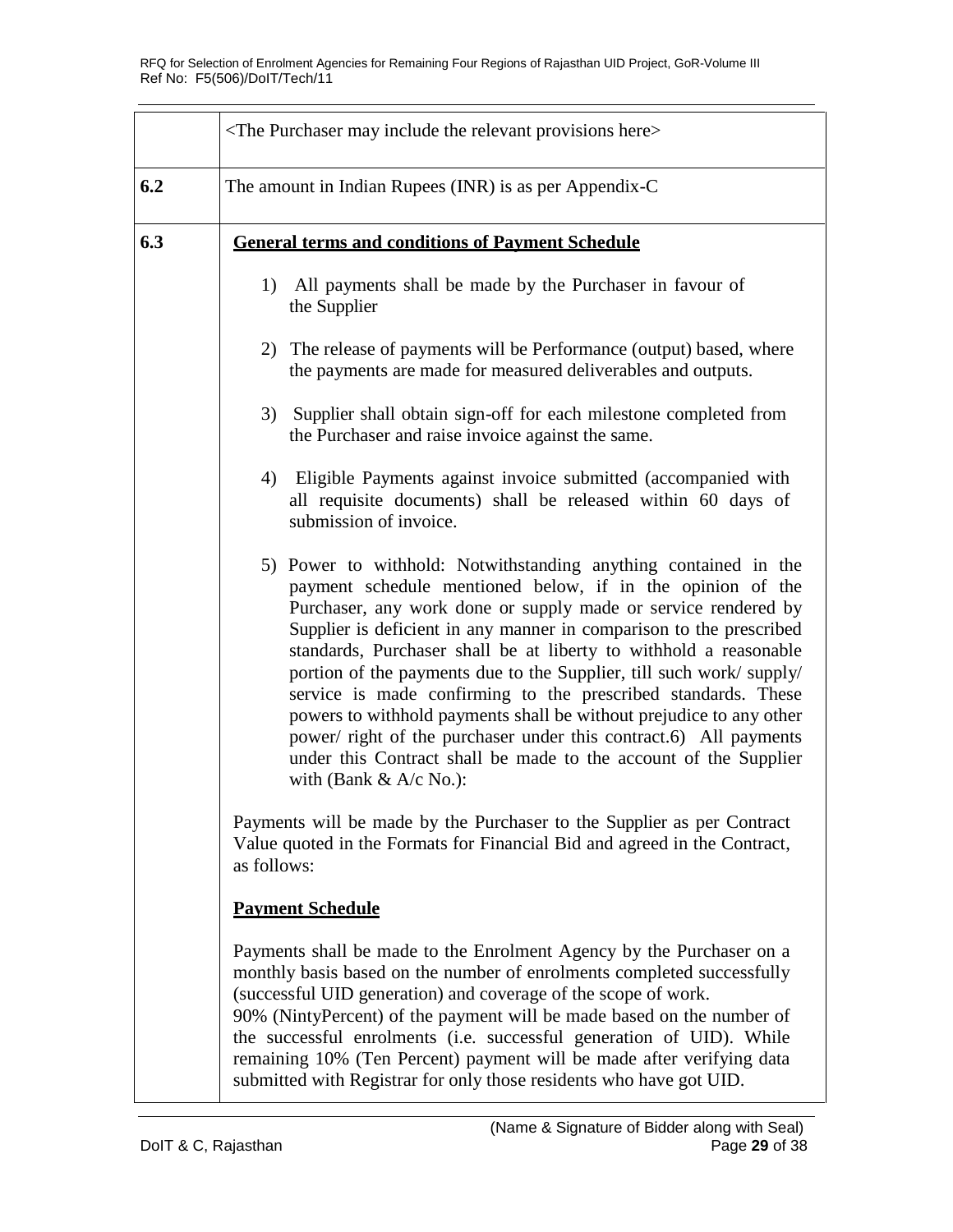| | |
|---|---|
| | <The Purchaser may include the relevant provisions here> |
| 6.2 | The amount in Indian Rupees (INR) is as per Appendix-C |
| 6.3 | **General terms and conditions of Payment Schedule**<br><br>1) All payments shall be made by the Purchaser in favour of the Supplier<br><br>2) The release of payments will be Performance (output) based, where the payments are made for measured deliverables and outputs.<br><br>3) Supplier shall obtain sign-off for each milestone completed from the Purchaser and raise invoice against the same.<br><br>4) Eligible Payments against invoice submitted (accompanied with all requisite documents) shall be released within 60 days of submission of invoice.<br><br>5) Power to withhold: Notwithstanding anything contained in the payment schedule mentioned below, if in the opinion of the Purchaser, any work done or supply made or service rendered by Supplier is deficient in any manner in comparison to the prescribed standards, Purchaser shall be at liberty to withhold a reasonable portion of the payments due to the Supplier, till such work/ supply/ service is made confirming to the prescribed standards. These powers to withhold payments shall be without prejudice to any other power/ right of the purchaser under this contract.6) All payments under this Contract shall be made to the account of the Supplier with (Bank & A/c No.):<br><br>Payments will be made by the Purchaser to the Supplier as per Contract Value quoted in the Formats for Financial Bid and agreed in the Contract, as follows:<br><br>**Payment Schedule**<br><br>Payments shall be made to the Enrolment Agency by the Purchaser on a monthly basis based on the number of enrolments completed successfully (successful UID generation) and coverage of the scope of work.<br>90% (NintyPercent) of the payment will be made based on the number of the successful enrolments (i.e. successful generation of UID). While remaining 10% (Ten Percent) payment will be made after verifying data submitted with Registrar for only those residents who have got UID. |

(Name & Signature of Bidder along with Seal)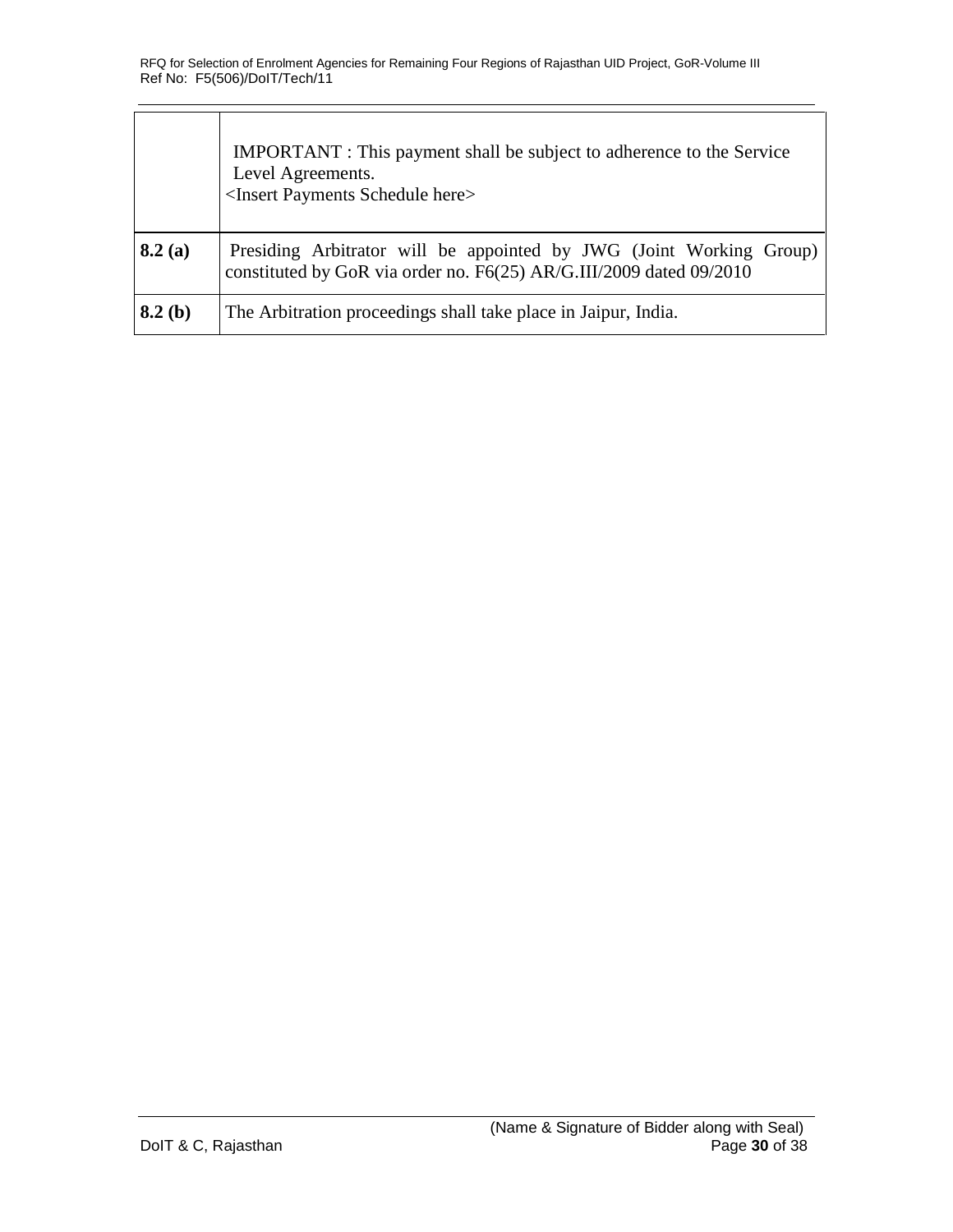| | |
|---|---|
| | IMPORTANT : This payment shall be subject to adherence to the Service Level Agreements.<br><Insert Payments Schedule here> |
| **8.2 (a)** | Presiding Arbitrator will be appointed by JWG (Joint Working Group) constituted by GoR via order no. F6(25) AR/G.III/2009 dated 09/2010 |
| **8.2 (b)** | The Arbitration proceedings shall take place in Jaipur, India. |

(Name & Signature of Bidder along with Seal)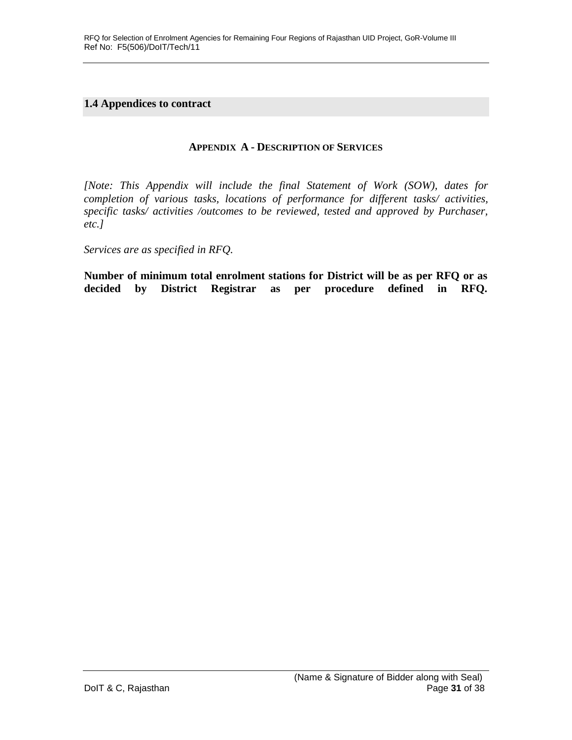## 1.4 Appendices to contract

### APPENDIX A - DESCRIPTION OF SERVICES

*[Note: This Appendix will include the final Statement of Work (SOW), dates for completion of various tasks, locations of performance for different tasks/ activities, specific tasks/ activities /outcomes to be reviewed, tested and approved by Purchaser, etc.]*

*Services are as specified in RFQ.*

**Number of minimum total enrolment stations for District will be as per RFQ or as decided by District Registrar as per procedure defined in RFQ.**

(Name & Signature of Bidder along with Seal)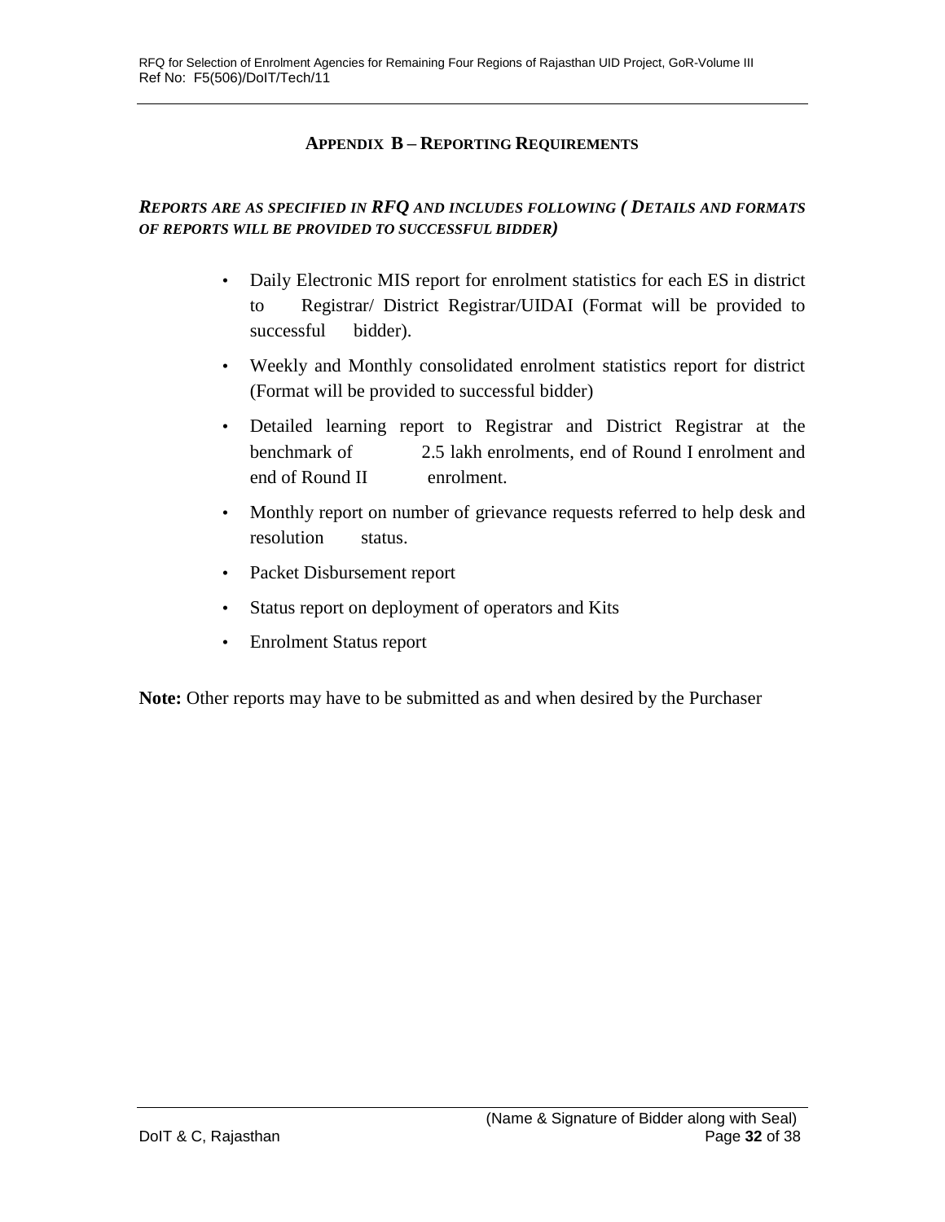## Appendix B – Reporting Requirements

***Reports are as specified in RFQ and includes following ( Details and formats of reports will be provided to successful bidder)***

- Daily Electronic MIS report for enrolment statistics for each ES in district to Registrar/ District Registrar/UIDAI (Format will be provided to successful bidder).
- Weekly and Monthly consolidated enrolment statistics report for district (Format will be provided to successful bidder)
- Detailed learning report to Registrar and District Registrar at the benchmark of 2.5 lakh enrolments, end of Round I enrolment and end of Round II enrolment.
- Monthly report on number of grievance requests referred to help desk and resolution status.
- Packet Disbursement report
- Status report on deployment of operators and Kits
- Enrolment Status report

**Note:** Other reports may have to be submitted as and when desired by the Purchaser

(Name & Signature of Bidder along with Seal)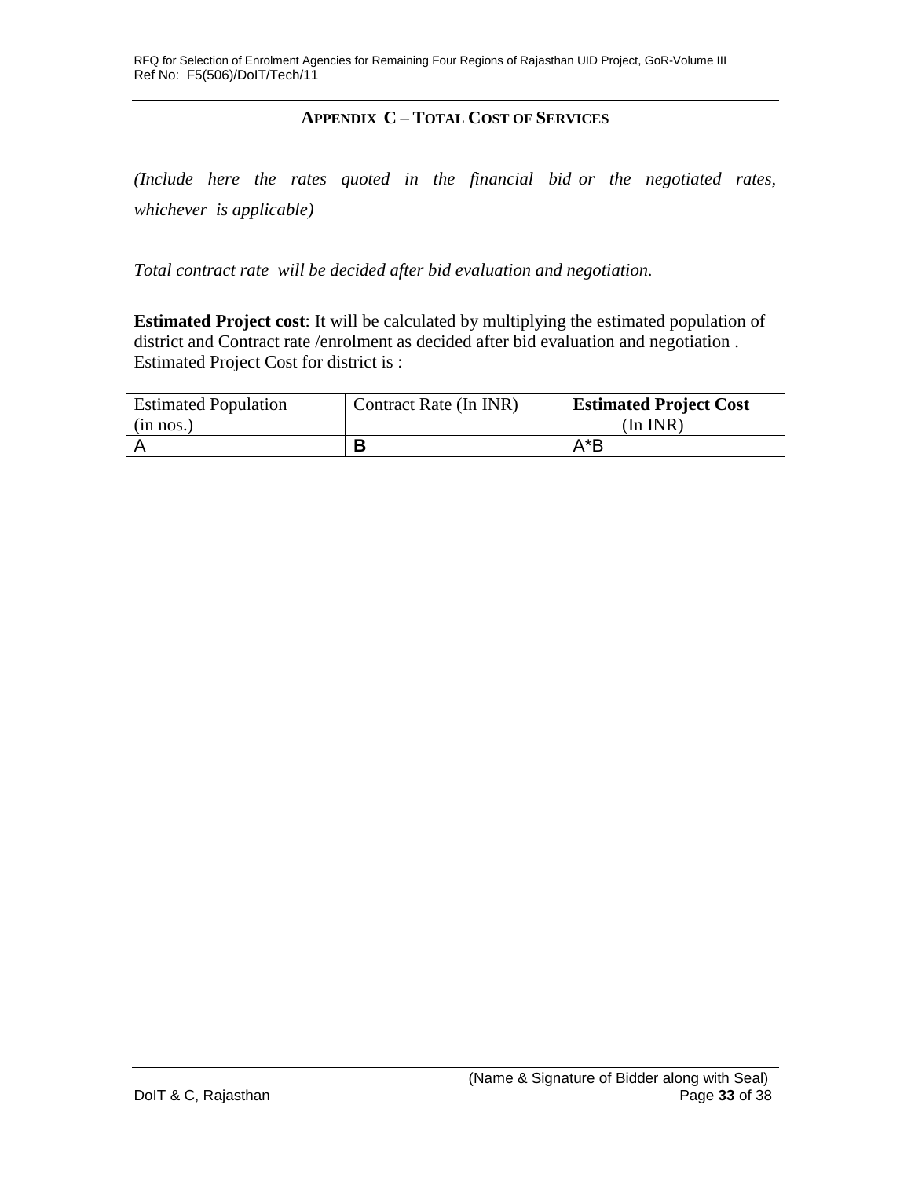## APPENDIX C – TOTAL COST OF SERVICES

*(Include here the rates quoted in the financial bid or the negotiated rates, whichever is applicable)*

*Total contract rate will be decided after bid evaluation and negotiation.*

**Estimated Project cost**: It will be calculated by multiplying the estimated population of district and Contract rate /enrolment as decided after bid evaluation and negotiation . Estimated Project Cost for district is :

| Estimated Population (in nos.) | Contract Rate (In INR) | **Estimated Project Cost (In INR)** |
|---|---|---|
| A | **B** | A*B |

(Name & Signature of Bidder along with Seal)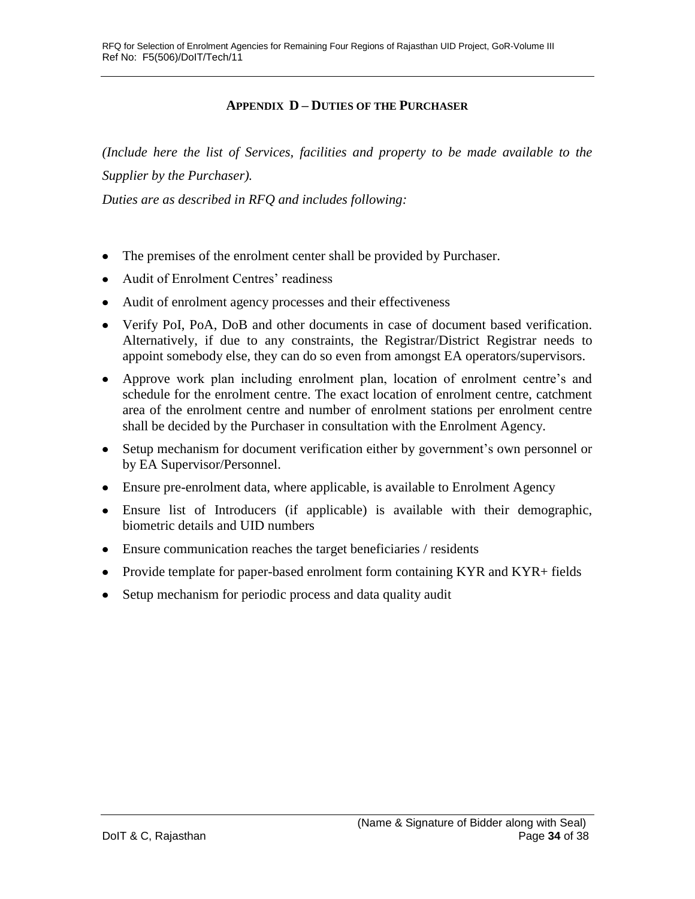## APPENDIX D – DUTIES OF THE PURCHASER

*(Include here the list of Services, facilities and property to be made available to the Supplier by the Purchaser).*

*Duties are as described in RFQ and includes following:*

- The premises of the enrolment center shall be provided by Purchaser.
- Audit of Enrolment Centres' readiness
- Audit of enrolment agency processes and their effectiveness
- Verify PoI, PoA, DoB and other documents in case of document based verification. Alternatively, if due to any constraints, the Registrar/District Registrar needs to appoint somebody else, they can do so even from amongst EA operators/supervisors.
- Approve work plan including enrolment plan, location of enrolment centre's and schedule for the enrolment centre. The exact location of enrolment centre, catchment area of the enrolment centre and number of enrolment stations per enrolment centre shall be decided by the Purchaser in consultation with the Enrolment Agency.
- Setup mechanism for document verification either by government's own personnel or by EA Supervisor/Personnel.
- Ensure pre-enrolment data, where applicable, is available to Enrolment Agency
- Ensure list of Introducers (if applicable) is available with their demographic, biometric details and UID numbers
- Ensure communication reaches the target beneficiaries / residents
- Provide template for paper-based enrolment form containing KYR and KYR+ fields
- Setup mechanism for periodic process and data quality audit

(Name & Signature of Bidder along with Seal)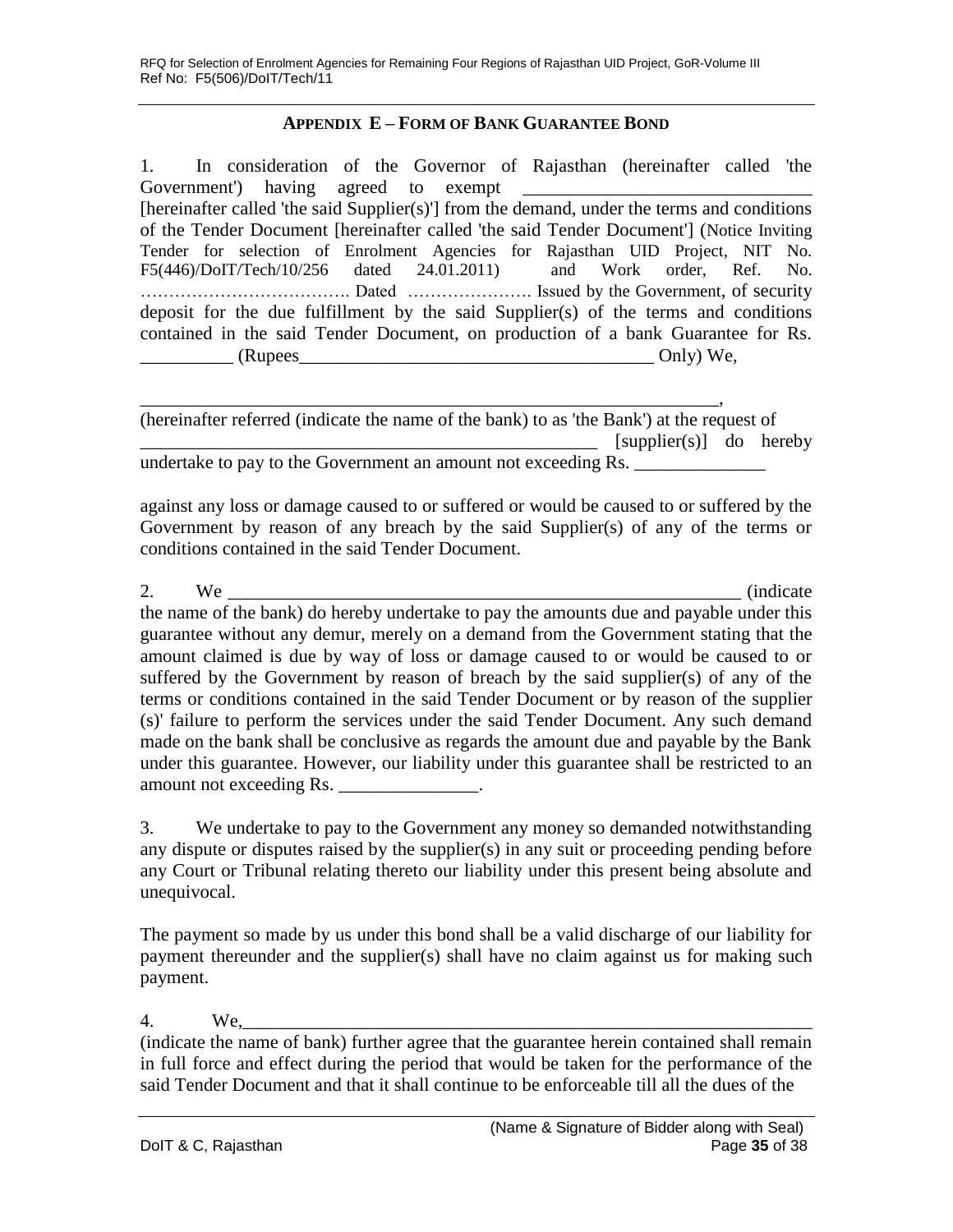## APPENDIX E – FORM OF BANK GUARANTEE BOND

1. In consideration of the Governor of Rajasthan (hereinafter called 'the Government') having agreed to exempt ______________________________ [hereinafter called 'the said Supplier(s)'] from the demand, under the terms and conditions of the Tender Document [hereinafter called 'the said Tender Document'] (Notice Inviting Tender for selection of Enrolment Agencies for Rajasthan UID Project, NIT No. F5(446)/DoIT/Tech/10/256 dated 24.01.2011) and Work order, Ref. No. ………………………………. Dated …………………. Issued by the Government, of security deposit for the due fulfillment by the said Supplier(s) of the terms and conditions contained in the said Tender Document, on production of a bank Guarantee for Rs. __________ (Rupees______________________________________ Only) We,

______________________________________________________________,
(hereinafter referred (indicate the name of the bank) to as 'the Bank') at the request of ___________________________________________________ [supplier(s)] do hereby undertake to pay to the Government an amount not exceeding Rs. ______________

against any loss or damage caused to or suffered or would be caused to or suffered by the Government by reason of any breach by the said Supplier(s) of any of the terms or conditions contained in the said Tender Document.

2. We ________________________________________________________ (indicate the name of the bank) do hereby undertake to pay the amounts due and payable under this guarantee without any demur, merely on a demand from the Government stating that the amount claimed is due by way of loss or damage caused to or would be caused to or suffered by the Government by reason of breach by the said supplier(s) of any of the terms or conditions contained in the said Tender Document or by reason of the supplier (s)' failure to perform the services under the said Tender Document. Any such demand made on the bank shall be conclusive as regards the amount due and payable by the Bank under this guarantee. However, our liability under this guarantee shall be restricted to an amount not exceeding Rs. _______________.

3. We undertake to pay to the Government any money so demanded notwithstanding any dispute or disputes raised by the supplier(s) in any suit or proceeding pending before any Court or Tribunal relating thereto our liability under this present being absolute and unequivocal.

The payment so made by us under this bond shall be a valid discharge of our liability for payment thereunder and the supplier(s) shall have no claim against us for making such payment.

4. We,_______________________________________________________________ (indicate the name of bank) further agree that the guarantee herein contained shall remain in full force and effect during the period that would be taken for the performance of the said Tender Document and that it shall continue to be enforceable till all the dues of the

(Name & Signature of Bidder along with Seal)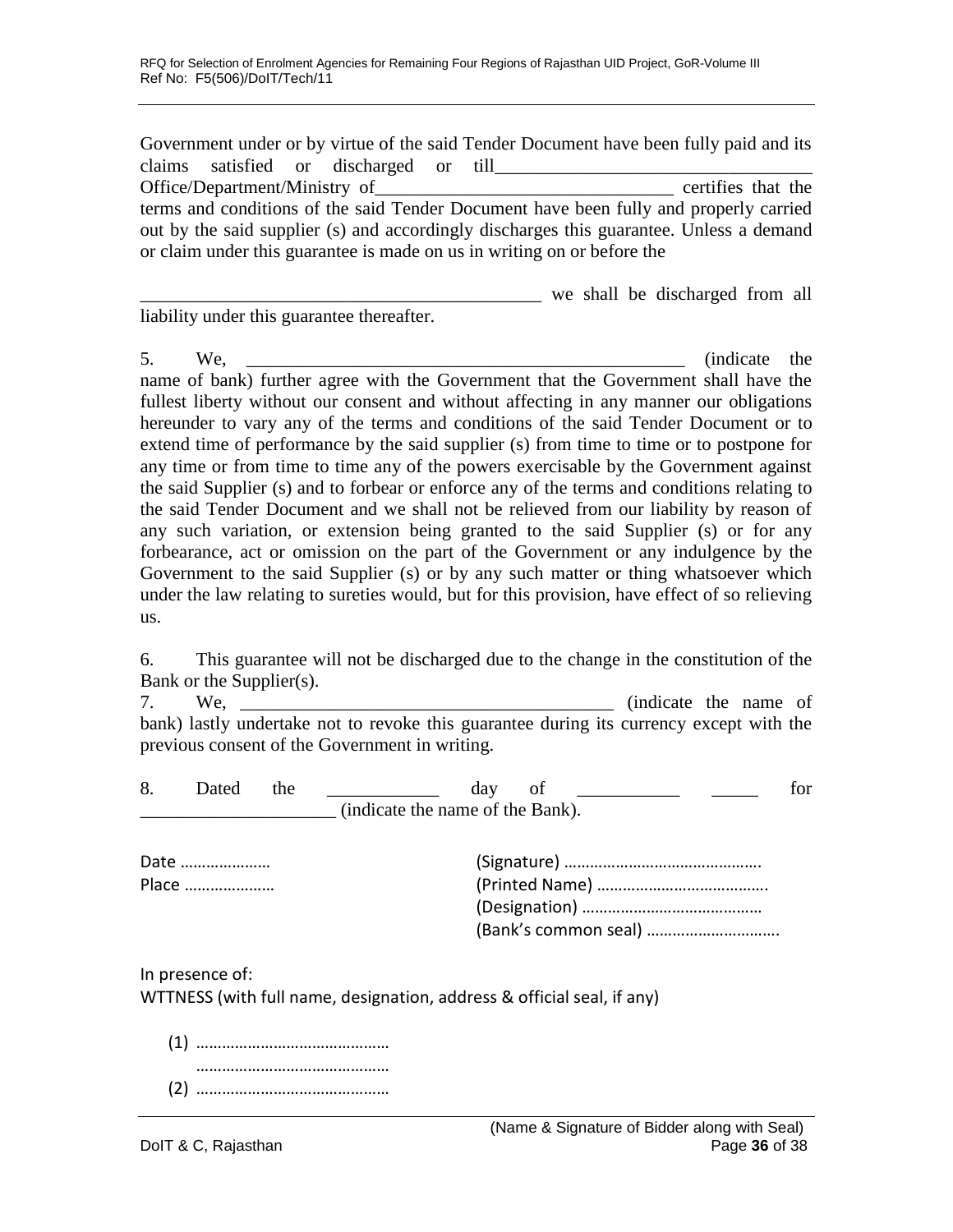Government under or by virtue of the said Tender Document have been fully paid and its claims satisfied or discharged or till_________________________________ Office/Department/Ministry of________________________________ certifies that the terms and conditions of the said Tender Document have been fully and properly carried out by the said supplier (s) and accordingly discharges this guarantee. Unless a demand or claim under this guarantee is made on us in writing on or before the

____________________________________________ we shall be discharged from all liability under this guarantee thereafter.

5. We, ________________________________________________ (indicate the name of bank) further agree with the Government that the Government shall have the fullest liberty without our consent and without affecting in any manner our obligations hereunder to vary any of the terms and conditions of the said Tender Document or to extend time of performance by the said supplier (s) from time to time or to postpone for any time or from time to time any of the powers exercisable by the Government against the said Supplier (s) and to forbear or enforce any of the terms and conditions relating to the said Tender Document and we shall not be relieved from our liability by reason of any such variation, or extension being granted to the said Supplier (s) or for any forbearance, act or omission on the part of the Government or any indulgence by the Government to the said Supplier (s) or by any such matter or thing whatsoever which under the law relating to sureties would, but for this provision, have effect of so relieving us.

6. This guarantee will not be discharged due to the change in the constitution of the Bank or the Supplier(s).

7. We, ________________________________________ (indicate the name of bank) lastly undertake not to revoke this guarantee during its currency except with the previous consent of the Government in writing.

8. Dated the ___________ day of ___________ _____ for _____________________ (indicate the name of the Bank).

Date …………………

Place …………………

(Signature) ……………………………………….

(Printed Name) ………………………………….

(Designation) ……………………………………

(Bank's common seal) …………………………

In presence of:

WTTNESS (with full name, designation, address & official seal, if any)

(1) ………………………………………

………………………………………

(2) ………………………………………

(Name & Signature of Bidder along with Seal)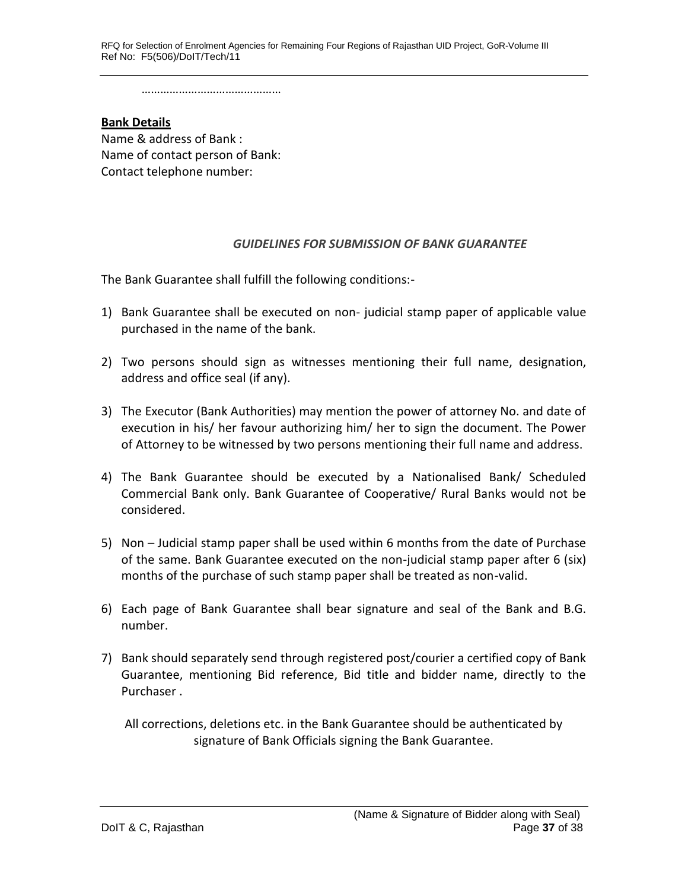……………………………………

**Bank Details**

Name & address of Bank :
Name of contact person of Bank:
Contact telephone number:

***GUIDELINES FOR SUBMISSION OF BANK GUARANTEE***

The Bank Guarantee shall fulfill the following conditions:-

1) Bank Guarantee shall be executed on non- judicial stamp paper of applicable value purchased in the name of the bank.

2) Two persons should sign as witnesses mentioning their full name, designation, address and office seal (if any).

3) The Executor (Bank Authorities) may mention the power of attorney No. and date of execution in his/ her favour authorizing him/ her to sign the document. The Power of Attorney to be witnessed by two persons mentioning their full name and address.

4) The Bank Guarantee should be executed by a Nationalised Bank/ Scheduled Commercial Bank only. Bank Guarantee of Cooperative/ Rural Banks would not be considered.

5) Non – Judicial stamp paper shall be used within 6 months from the date of Purchase of the same. Bank Guarantee executed on the non-judicial stamp paper after 6 (six) months of the purchase of such stamp paper shall be treated as non-valid.

6) Each page of Bank Guarantee shall bear signature and seal of the Bank and B.G. number.

7) Bank should separately send through registered post/courier a certified copy of Bank Guarantee, mentioning Bid reference, Bid title and bidder name, directly to the Purchaser .

All corrections, deletions etc. in the Bank Guarantee should be authenticated by signature of Bank Officials signing the Bank Guarantee.

(Name & Signature of Bidder along with Seal)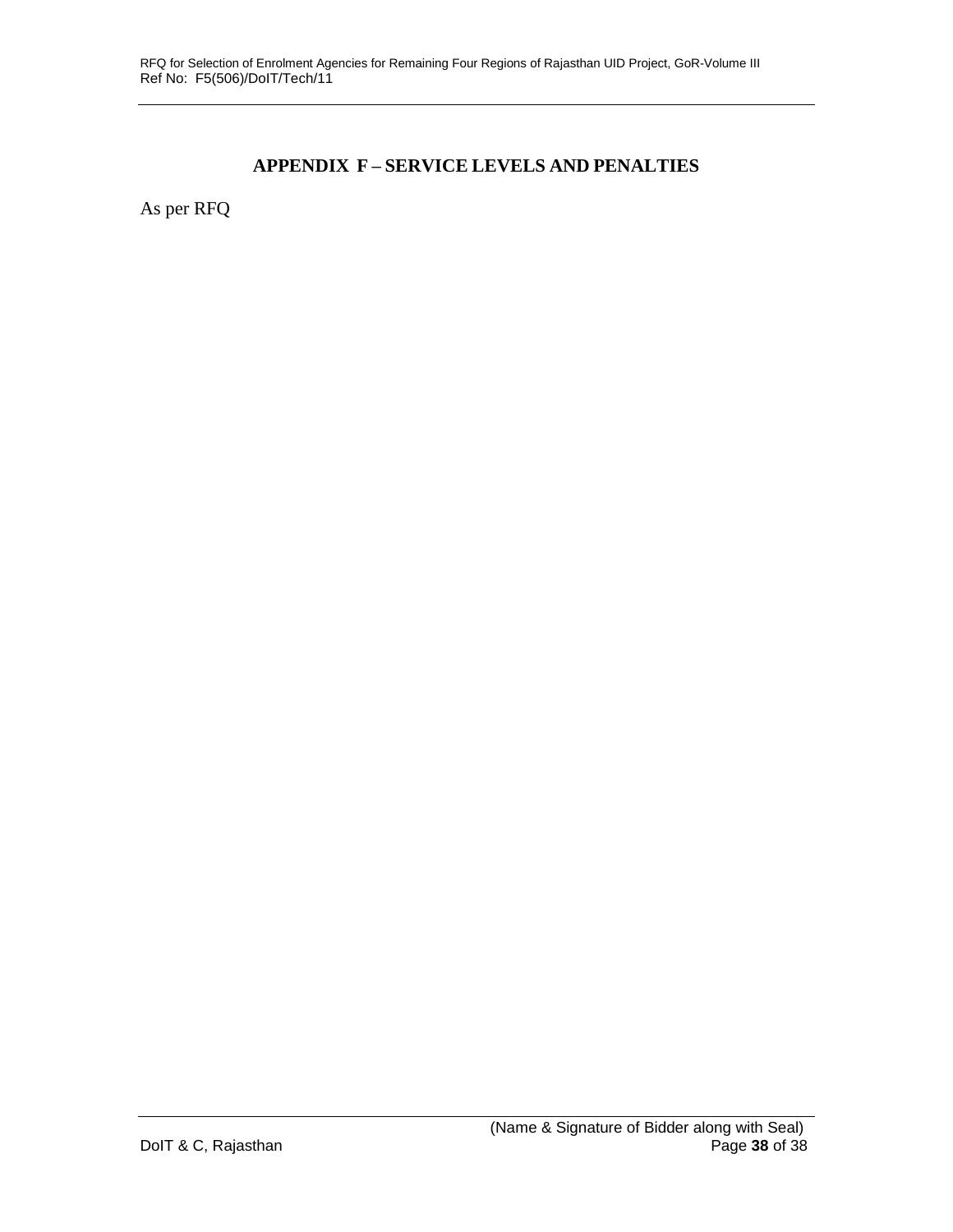## APPENDIX F – SERVICE LEVELS AND PENALTIES

As per RFQ

(Name & Signature of Bidder along with Seal)